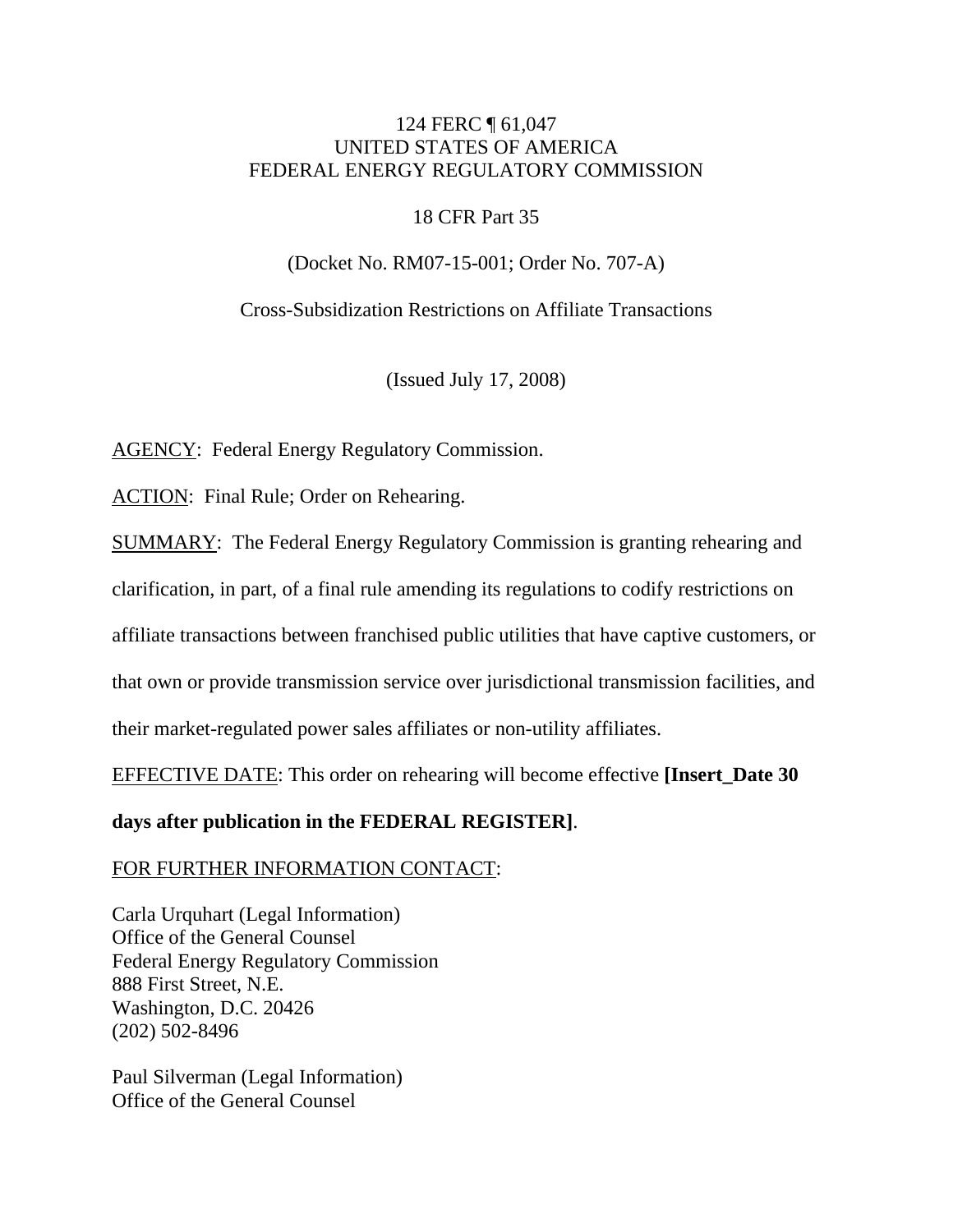124 FERC ¶ 61,047
UNITED STATES OF AMERICA
FEDERAL ENERGY REGULATORY COMMISSION

18 CFR Part 35

(Docket No. RM07-15-001; Order No. 707-A)

Cross-Subsidization Restrictions on Affiliate Transactions

(Issued July 17, 2008)

AGENCY: Federal Energy Regulatory Commission.

ACTION: Final Rule; Order on Rehearing.

SUMMARY: The Federal Energy Regulatory Commission is granting rehearing and clarification, in part, of a final rule amending its regulations to codify restrictions on affiliate transactions between franchised public utilities that have captive customers, or that own or provide transmission service over jurisdictional transmission facilities, and their market-regulated power sales affiliates or non-utility affiliates.

EFFECTIVE DATE: This order on rehearing will become effective **[Insert_Date 30 days after publication in the FEDERAL REGISTER]**.

FOR FURTHER INFORMATION CONTACT:

Carla Urquhart (Legal Information)
Office of the General Counsel
Federal Energy Regulatory Commission
888 First Street, N.E.
Washington, D.C. 20426
(202) 502-8496

Paul Silverman (Legal Information)
Office of the General Counsel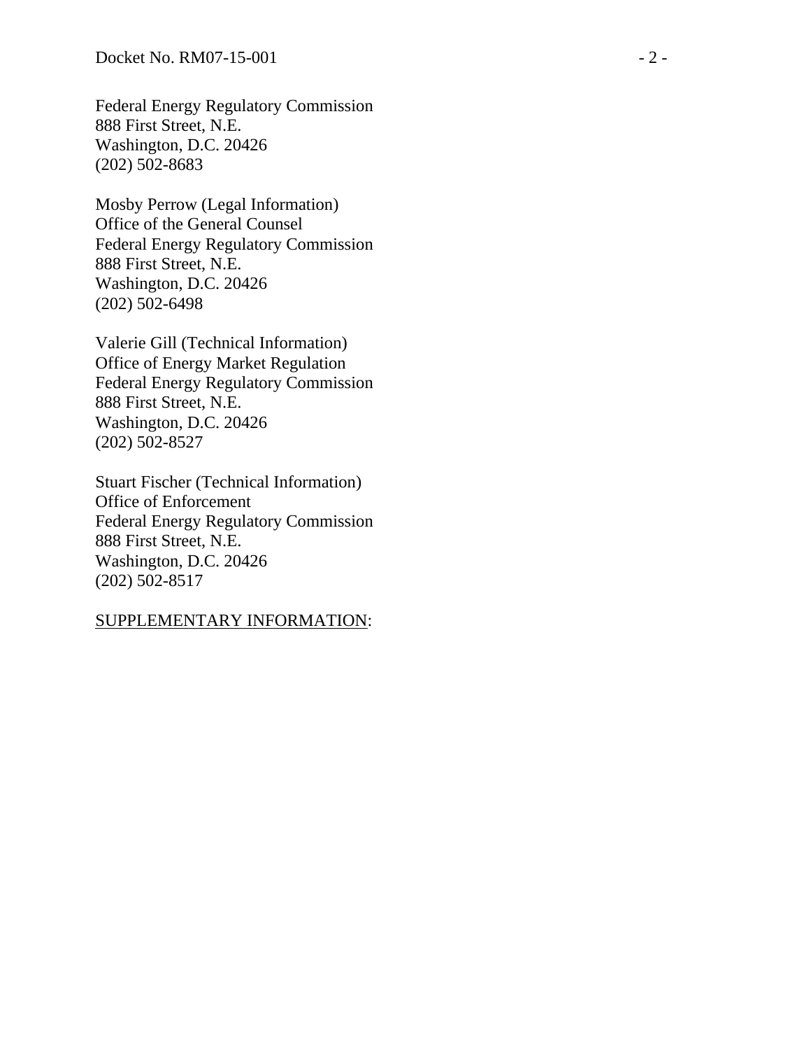Federal Energy Regulatory Commission
888 First Street, N.E.
Washington, D.C. 20426
(202) 502-8683

Mosby Perrow (Legal Information)
Office of the General Counsel
Federal Energy Regulatory Commission
888 First Street, N.E.
Washington, D.C. 20426
(202) 502-6498

Valerie Gill (Technical Information)
Office of Energy Market Regulation
Federal Energy Regulatory Commission
888 First Street, N.E.
Washington, D.C. 20426
(202) 502-8527

Stuart Fischer (Technical Information)
Office of Enforcement
Federal Energy Regulatory Commission
888 First Street, N.E.
Washington, D.C. 20426
(202) 502-8517

<u>SUPPLEMENTARY INFORMATION</u>: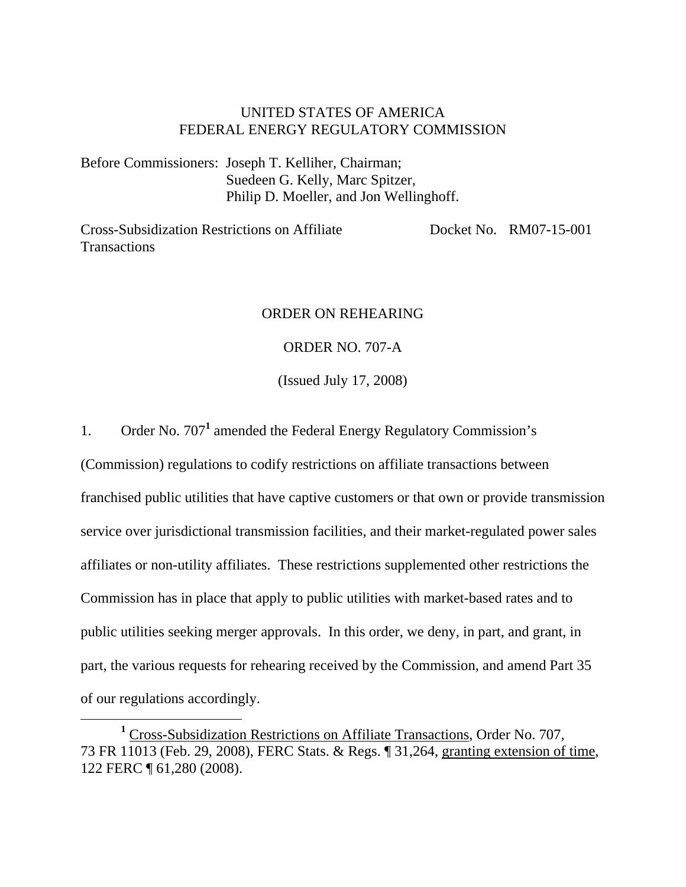UNITED STATES OF AMERICA
FEDERAL ENERGY REGULATORY COMMISSION

Before Commissioners: Joseph T. Kelliher, Chairman;
Suedeen G. Kelly, Marc Spitzer,
Philip D. Moeller, and Jon Wellinghoff.

Cross-Subsidization Restrictions on Affiliate Transactions — Docket No. RM07-15-001

ORDER ON REHEARING

ORDER NO. 707-A

(Issued July 17, 2008)

1. Order No. 707[1] amended the Federal Energy Regulatory Commission's (Commission) regulations to codify restrictions on affiliate transactions between franchised public utilities that have captive customers or that own or provide transmission service over jurisdictional transmission facilities, and their market-regulated power sales affiliates or non-utility affiliates. These restrictions supplemented other restrictions the Commission has in place that apply to public utilities with market-based rates and to public utilities seeking merger approvals. In this order, we deny, in part, and grant, in part, the various requests for rehearing received by the Commission, and amend Part 35 of our regulations accordingly.

[1] Cross-Subsidization Restrictions on Affiliate Transactions, Order No. 707, 73 FR 11013 (Feb. 29, 2008), FERC Stats. & Regs. ¶ 31,264, granting extension of time, 122 FERC ¶ 61,280 (2008).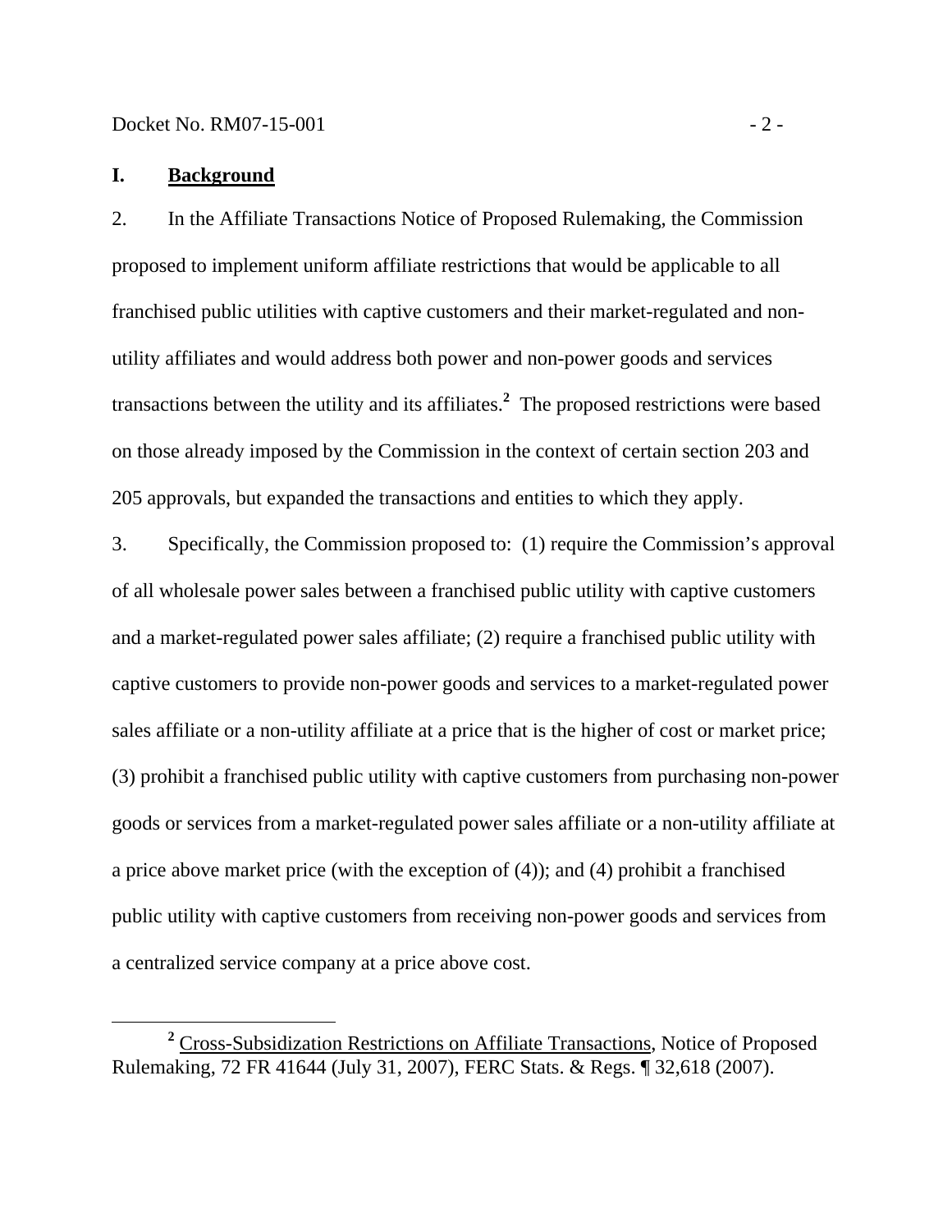## I. Background

2. In the Affiliate Transactions Notice of Proposed Rulemaking, the Commission proposed to implement uniform affiliate restrictions that would be applicable to all franchised public utilities with captive customers and their market-regulated and non-utility affiliates and would address both power and non-power goods and services transactions between the utility and its affiliates.[2] The proposed restrictions were based on those already imposed by the Commission in the context of certain section 203 and 205 approvals, but expanded the transactions and entities to which they apply.

3. Specifically, the Commission proposed to: (1) require the Commission's approval of all wholesale power sales between a franchised public utility with captive customers and a market-regulated power sales affiliate; (2) require a franchised public utility with captive customers to provide non-power goods and services to a market-regulated power sales affiliate or a non-utility affiliate at a price that is the higher of cost or market price; (3) prohibit a franchised public utility with captive customers from purchasing non-power goods or services from a market-regulated power sales affiliate or a non-utility affiliate at a price above market price (with the exception of (4)); and (4) prohibit a franchised public utility with captive customers from receiving non-power goods and services from a centralized service company at a price above cost.

[2] Cross-Subsidization Restrictions on Affiliate Transactions, Notice of Proposed Rulemaking, 72 FR 41644 (July 31, 2007), FERC Stats. & Regs. ¶ 32,618 (2007).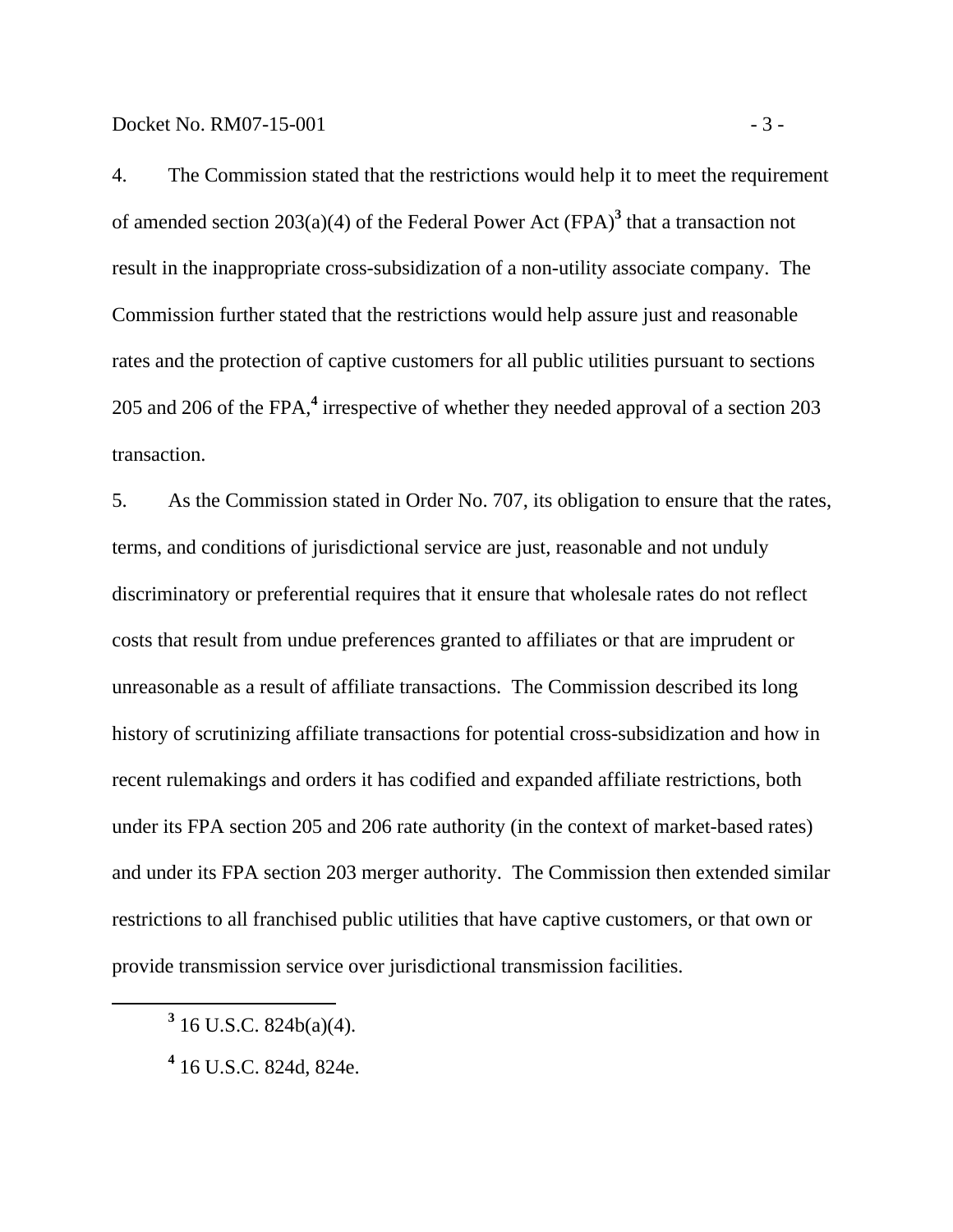4. The Commission stated that the restrictions would help it to meet the requirement of amended section 203(a)(4) of the Federal Power Act (FPA)[3] that a transaction not result in the inappropriate cross-subsidization of a non-utility associate company. The Commission further stated that the restrictions would help assure just and reasonable rates and the protection of captive customers for all public utilities pursuant to sections 205 and 206 of the FPA,[4] irrespective of whether they needed approval of a section 203 transaction.

5. As the Commission stated in Order No. 707, its obligation to ensure that the rates, terms, and conditions of jurisdictional service are just, reasonable and not unduly discriminatory or preferential requires that it ensure that wholesale rates do not reflect costs that result from undue preferences granted to affiliates or that are imprudent or unreasonable as a result of affiliate transactions. The Commission described its long history of scrutinizing affiliate transactions for potential cross-subsidization and how in recent rulemakings and orders it has codified and expanded affiliate restrictions, both under its FPA section 205 and 206 rate authority (in the context of market-based rates) and under its FPA section 203 merger authority. The Commission then extended similar restrictions to all franchised public utilities that have captive customers, or that own or provide transmission service over jurisdictional transmission facilities.

[3] 16 U.S.C. 824b(a)(4).

[4] 16 U.S.C. 824d, 824e.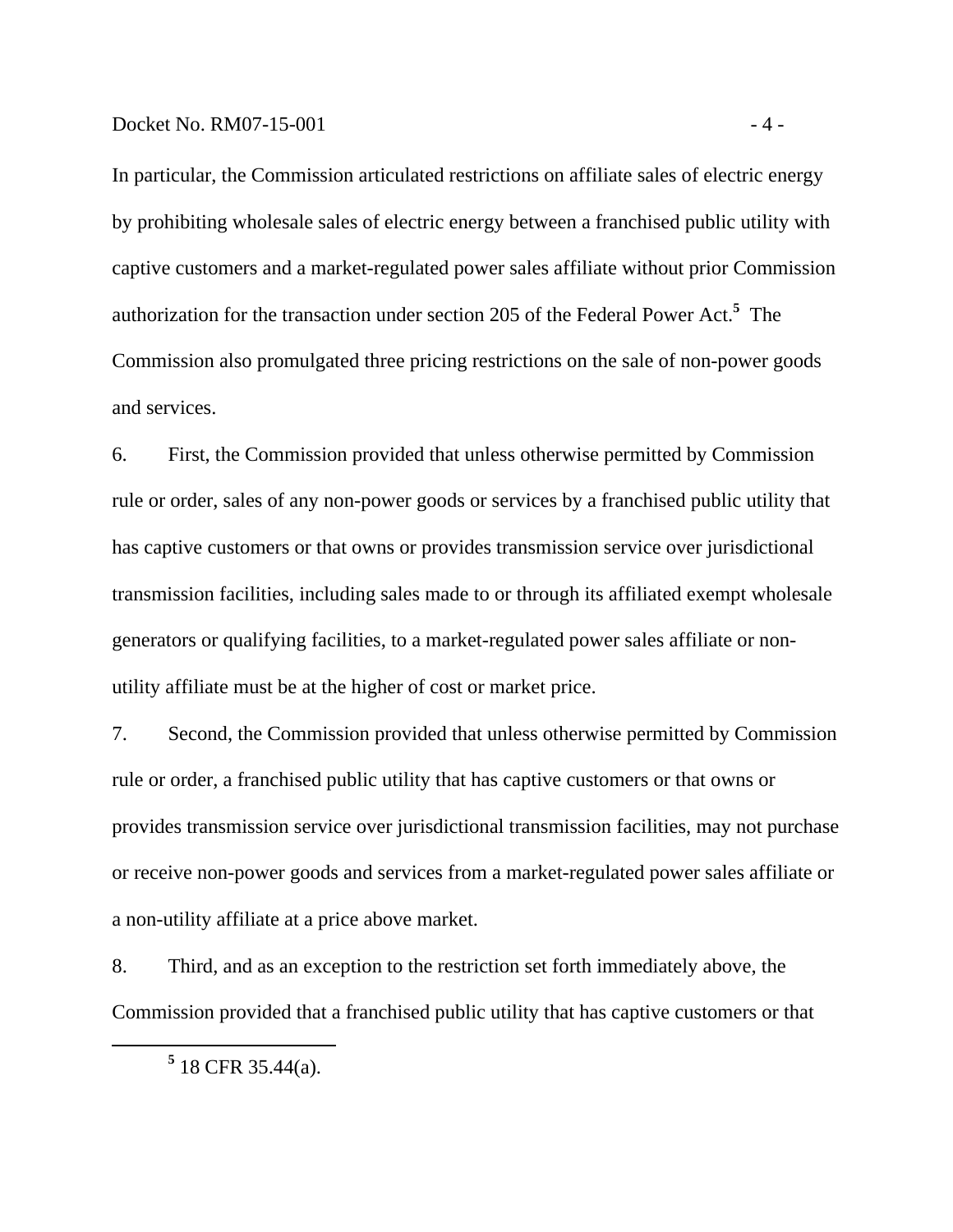In particular, the Commission articulated restrictions on affiliate sales of electric energy by prohibiting wholesale sales of electric energy between a franchised public utility with captive customers and a market-regulated power sales affiliate without prior Commission authorization for the transaction under section 205 of the Federal Power Act.[5] The Commission also promulgated three pricing restrictions on the sale of non-power goods and services.

6. First, the Commission provided that unless otherwise permitted by Commission rule or order, sales of any non-power goods or services by a franchised public utility that has captive customers or that owns or provides transmission service over jurisdictional transmission facilities, including sales made to or through its affiliated exempt wholesale generators or qualifying facilities, to a market-regulated power sales affiliate or non-utility affiliate must be at the higher of cost or market price.

7. Second, the Commission provided that unless otherwise permitted by Commission rule or order, a franchised public utility that has captive customers or that owns or provides transmission service over jurisdictional transmission facilities, may not purchase or receive non-power goods and services from a market-regulated power sales affiliate or a non-utility affiliate at a price above market.

8. Third, and as an exception to the restriction set forth immediately above, the Commission provided that a franchised public utility that has captive customers or that

[5] 18 CFR 35.44(a).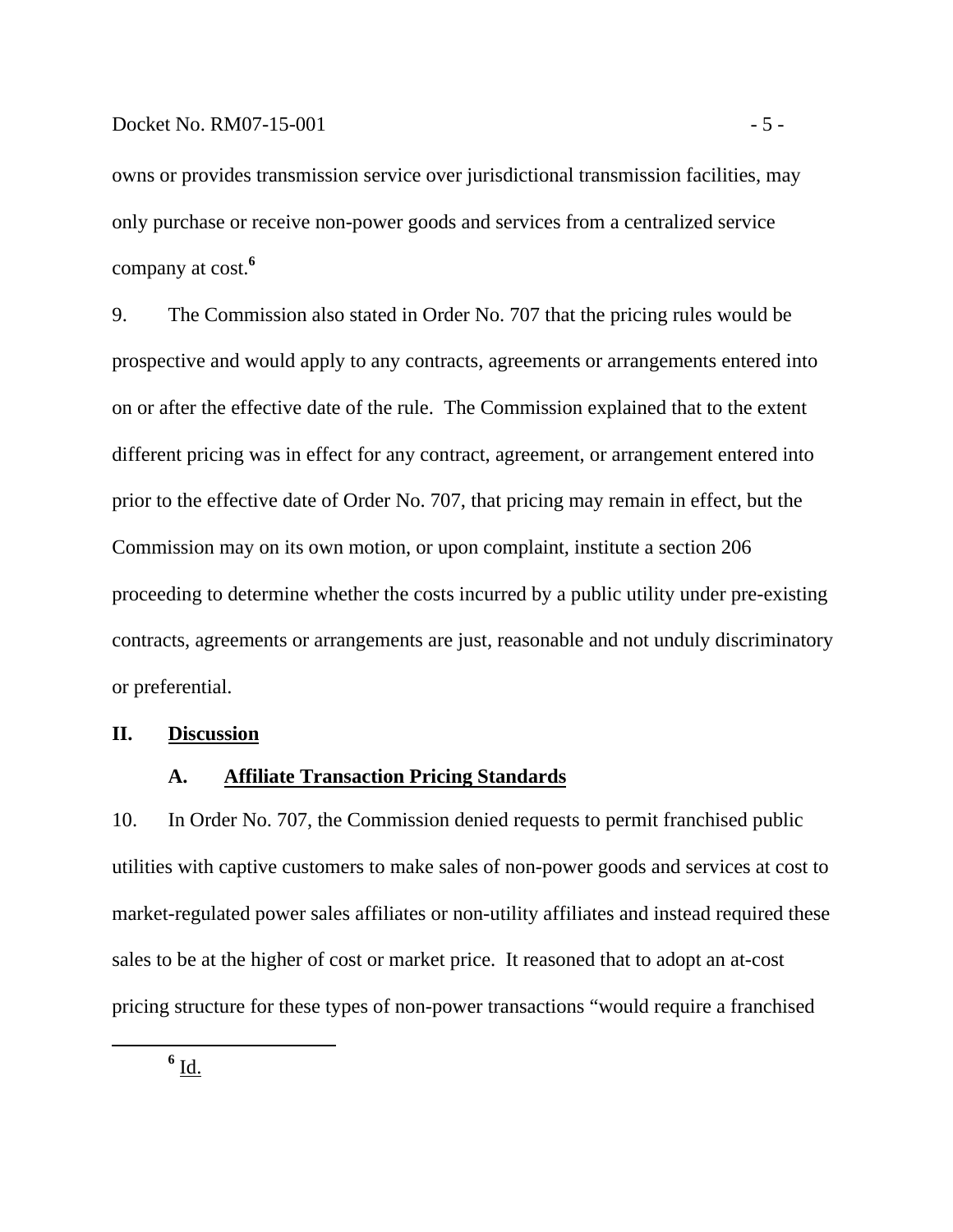owns or provides transmission service over jurisdictional transmission facilities, may only purchase or receive non-power goods and services from a centralized service company at cost.[6]

9. The Commission also stated in Order No. 707 that the pricing rules would be prospective and would apply to any contracts, agreements or arrangements entered into on or after the effective date of the rule. The Commission explained that to the extent different pricing was in effect for any contract, agreement, or arrangement entered into prior to the effective date of Order No. 707, that pricing may remain in effect, but the Commission may on its own motion, or upon complaint, institute a section 206 proceeding to determine whether the costs incurred by a public utility under pre-existing contracts, agreements or arrangements are just, reasonable and not unduly discriminatory or preferential.

## II. Discussion

### A. Affiliate Transaction Pricing Standards

10. In Order No. 707, the Commission denied requests to permit franchised public utilities with captive customers to make sales of non-power goods and services at cost to market-regulated power sales affiliates or non-utility affiliates and instead required these sales to be at the higher of cost or market price. It reasoned that to adopt an at-cost pricing structure for these types of non-power transactions "would require a franchised

---

[6] Id.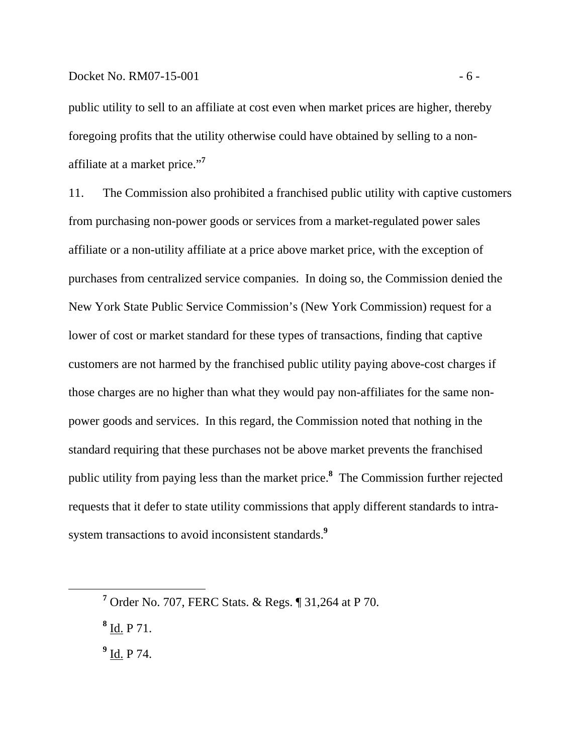public utility to sell to an affiliate at cost even when market prices are higher, thereby foregoing profits that the utility otherwise could have obtained by selling to a non-affiliate at a market price."[7]

11. The Commission also prohibited a franchised public utility with captive customers from purchasing non-power goods or services from a market-regulated power sales affiliate or a non-utility affiliate at a price above market price, with the exception of purchases from centralized service companies. In doing so, the Commission denied the New York State Public Service Commission's (New York Commission) request for a lower of cost or market standard for these types of transactions, finding that captive customers are not harmed by the franchised public utility paying above-cost charges if those charges are no higher than what they would pay non-affiliates for the same non-power goods and services. In this regard, the Commission noted that nothing in the standard requiring that these purchases not be above market prevents the franchised public utility from paying less than the market price.[8] The Commission further rejected requests that it defer to state utility commissions that apply different standards to intra-system transactions to avoid inconsistent standards.[9]

---

[7] Order No. 707, FERC Stats. & Regs. ¶ 31,264 at P 70.

[8] Id. P 71.

[9] Id. P 74.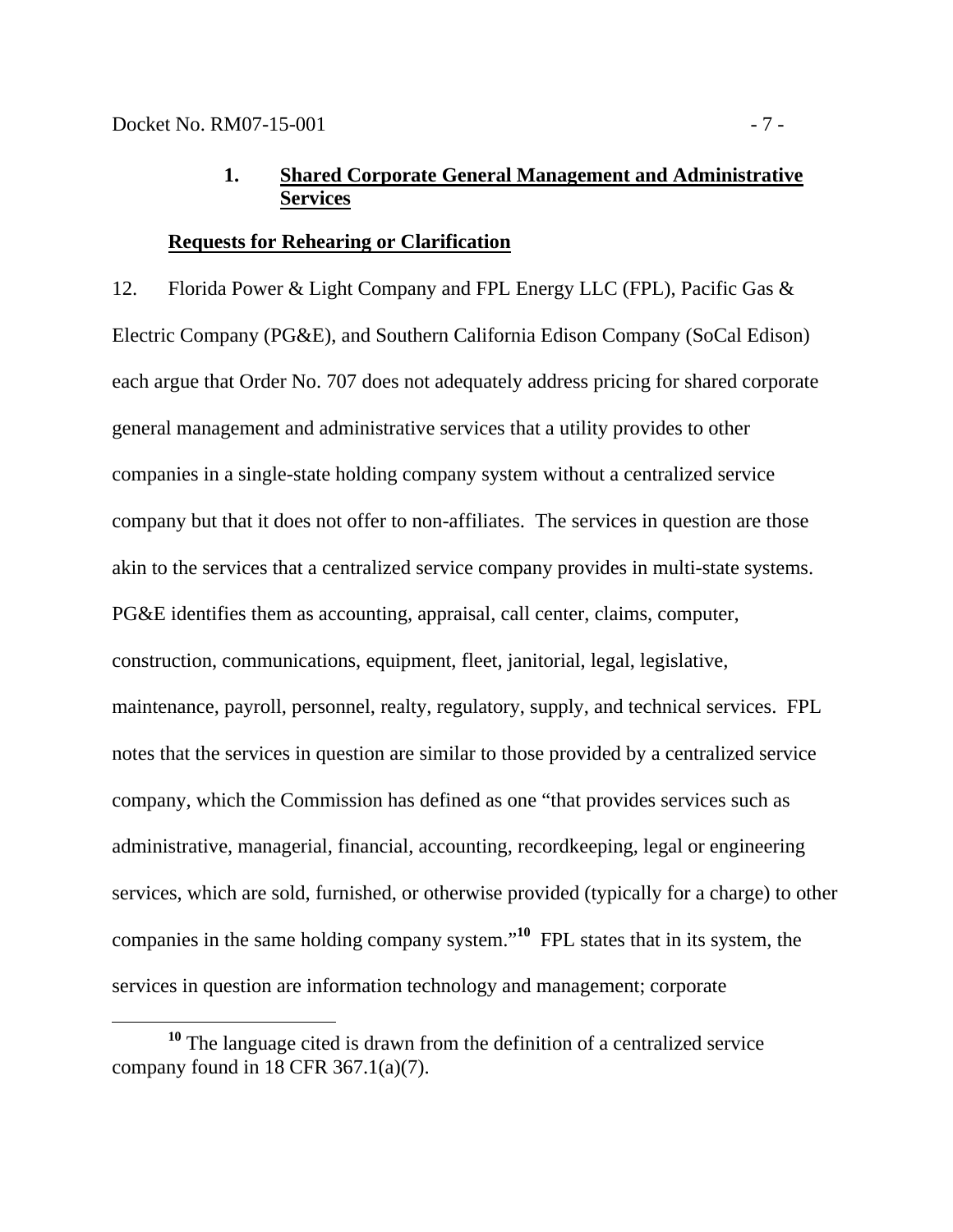### 1. Shared Corporate General Management and Administrative Services

**Requests for Rehearing or Clarification**

12. Florida Power & Light Company and FPL Energy LLC (FPL), Pacific Gas & Electric Company (PG&E), and Southern California Edison Company (SoCal Edison) each argue that Order No. 707 does not adequately address pricing for shared corporate general management and administrative services that a utility provides to other companies in a single-state holding company system without a centralized service company but that it does not offer to non-affiliates. The services in question are those akin to the services that a centralized service company provides in multi-state systems. PG&E identifies them as accounting, appraisal, call center, claims, computer, construction, communications, equipment, fleet, janitorial, legal, legislative, maintenance, payroll, personnel, realty, regulatory, supply, and technical services. FPL notes that the services in question are similar to those provided by a centralized service company, which the Commission has defined as one "that provides services such as administrative, managerial, financial, accounting, recordkeeping, legal or engineering services, which are sold, furnished, or otherwise provided (typically for a charge) to other companies in the same holding company system."[10] FPL states that in its system, the services in question are information technology and management; corporate

[10] The language cited is drawn from the definition of a centralized service company found in 18 CFR 367.1(a)(7).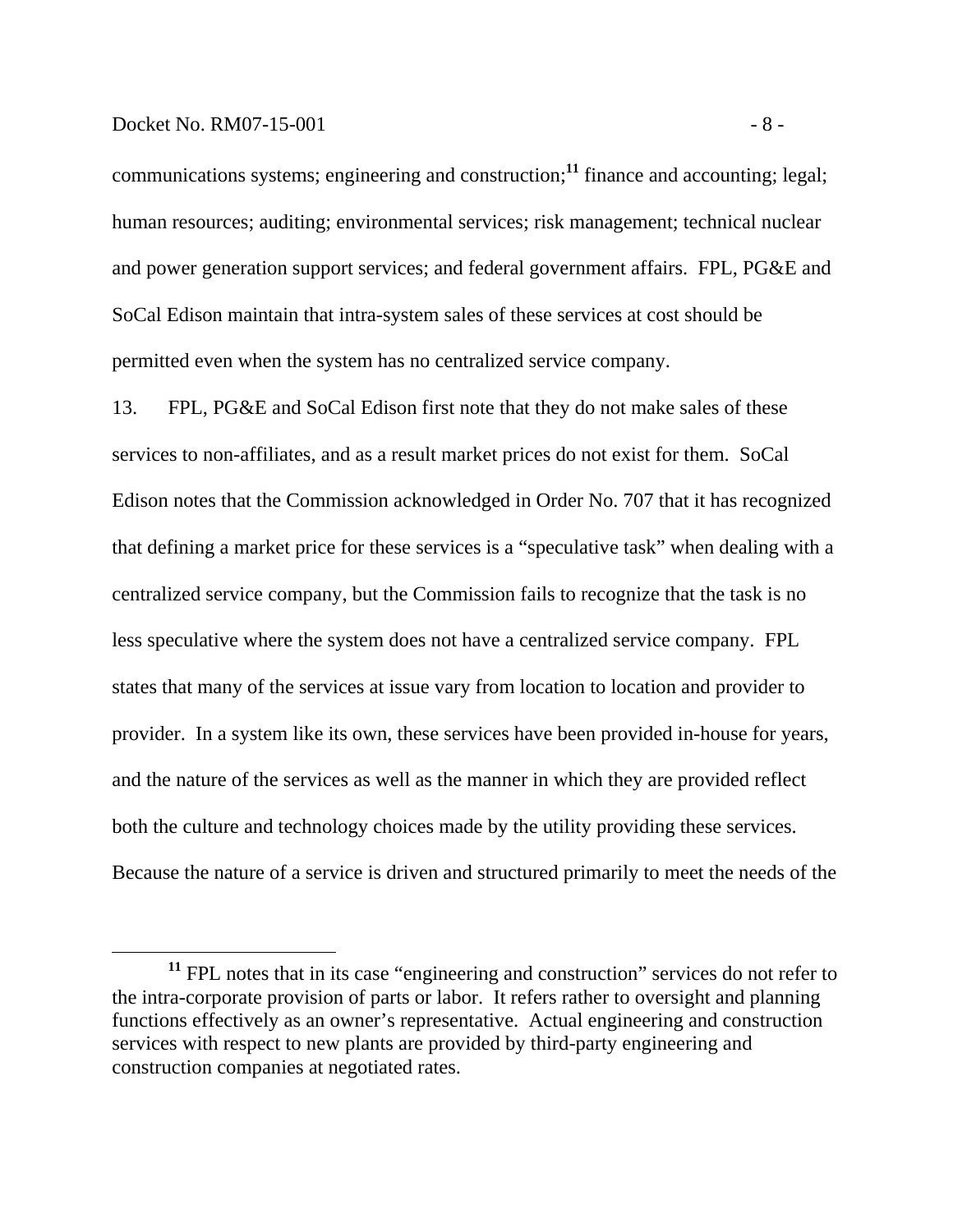communications systems; engineering and construction;[11] finance and accounting; legal; human resources; auditing; environmental services; risk management; technical nuclear and power generation support services; and federal government affairs. FPL, PG&E and SoCal Edison maintain that intra-system sales of these services at cost should be permitted even when the system has no centralized service company.

13. FPL, PG&E and SoCal Edison first note that they do not make sales of these services to non-affiliates, and as a result market prices do not exist for them. SoCal Edison notes that the Commission acknowledged in Order No. 707 that it has recognized that defining a market price for these services is a "speculative task" when dealing with a centralized service company, but the Commission fails to recognize that the task is no less speculative where the system does not have a centralized service company. FPL states that many of the services at issue vary from location to location and provider to provider. In a system like its own, these services have been provided in-house for years, and the nature of the services as well as the manner in which they are provided reflect both the culture and technology choices made by the utility providing these services. Because the nature of a service is driven and structured primarily to meet the needs of the

[11] FPL notes that in its case "engineering and construction" services do not refer to the intra-corporate provision of parts or labor. It refers rather to oversight and planning functions effectively as an owner's representative. Actual engineering and construction services with respect to new plants are provided by third-party engineering and construction companies at negotiated rates.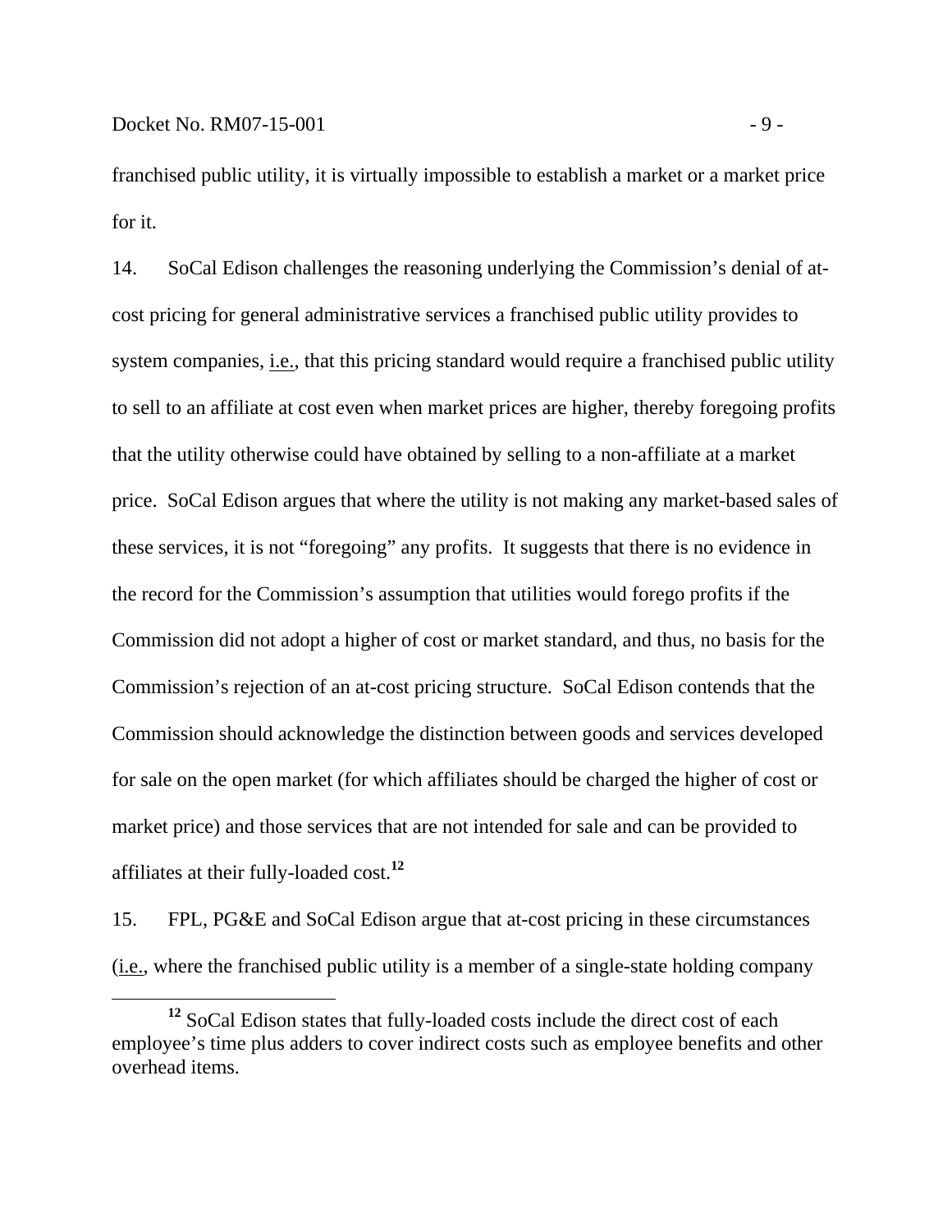franchised public utility, it is virtually impossible to establish a market or a market price for it.

14. SoCal Edison challenges the reasoning underlying the Commission's denial of at-cost pricing for general administrative services a franchised public utility provides to system companies, i.e., that this pricing standard would require a franchised public utility to sell to an affiliate at cost even when market prices are higher, thereby foregoing profits that the utility otherwise could have obtained by selling to a non-affiliate at a market price. SoCal Edison argues that where the utility is not making any market-based sales of these services, it is not "foregoing" any profits. It suggests that there is no evidence in the record for the Commission's assumption that utilities would forego profits if the Commission did not adopt a higher of cost or market standard, and thus, no basis for the Commission's rejection of an at-cost pricing structure. SoCal Edison contends that the Commission should acknowledge the distinction between goods and services developed for sale on the open market (for which affiliates should be charged the higher of cost or market price) and those services that are not intended for sale and can be provided to affiliates at their fully-loaded cost.[12]

15. FPL, PG&E and SoCal Edison argue that at-cost pricing in these circumstances (i.e., where the franchised public utility is a member of a single-state holding company

---

[12] SoCal Edison states that fully-loaded costs include the direct cost of each employee's time plus adders to cover indirect costs such as employee benefits and other overhead items.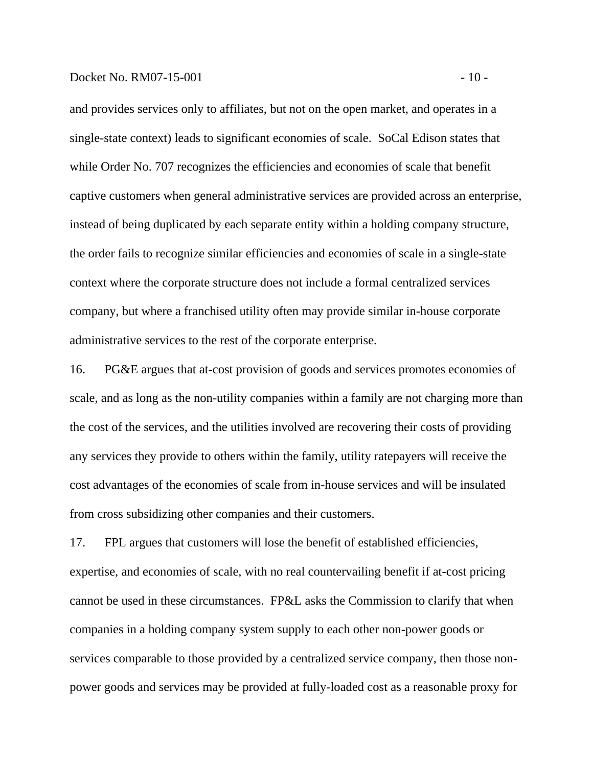and provides services only to affiliates, but not on the open market, and operates in a single-state context) leads to significant economies of scale. SoCal Edison states that while Order No. 707 recognizes the efficiencies and economies of scale that benefit captive customers when general administrative services are provided across an enterprise, instead of being duplicated by each separate entity within a holding company structure, the order fails to recognize similar efficiencies and economies of scale in a single-state context where the corporate structure does not include a formal centralized services company, but where a franchised utility often may provide similar in-house corporate administrative services to the rest of the corporate enterprise.

16. PG&E argues that at-cost provision of goods and services promotes economies of scale, and as long as the non-utility companies within a family are not charging more than the cost of the services, and the utilities involved are recovering their costs of providing any services they provide to others within the family, utility ratepayers will receive the cost advantages of the economies of scale from in-house services and will be insulated from cross subsidizing other companies and their customers.

17. FPL argues that customers will lose the benefit of established efficiencies, expertise, and economies of scale, with no real countervailing benefit if at-cost pricing cannot be used in these circumstances. FP&L asks the Commission to clarify that when companies in a holding company system supply to each other non-power goods or services comparable to those provided by a centralized service company, then those non-power goods and services may be provided at fully-loaded cost as a reasonable proxy for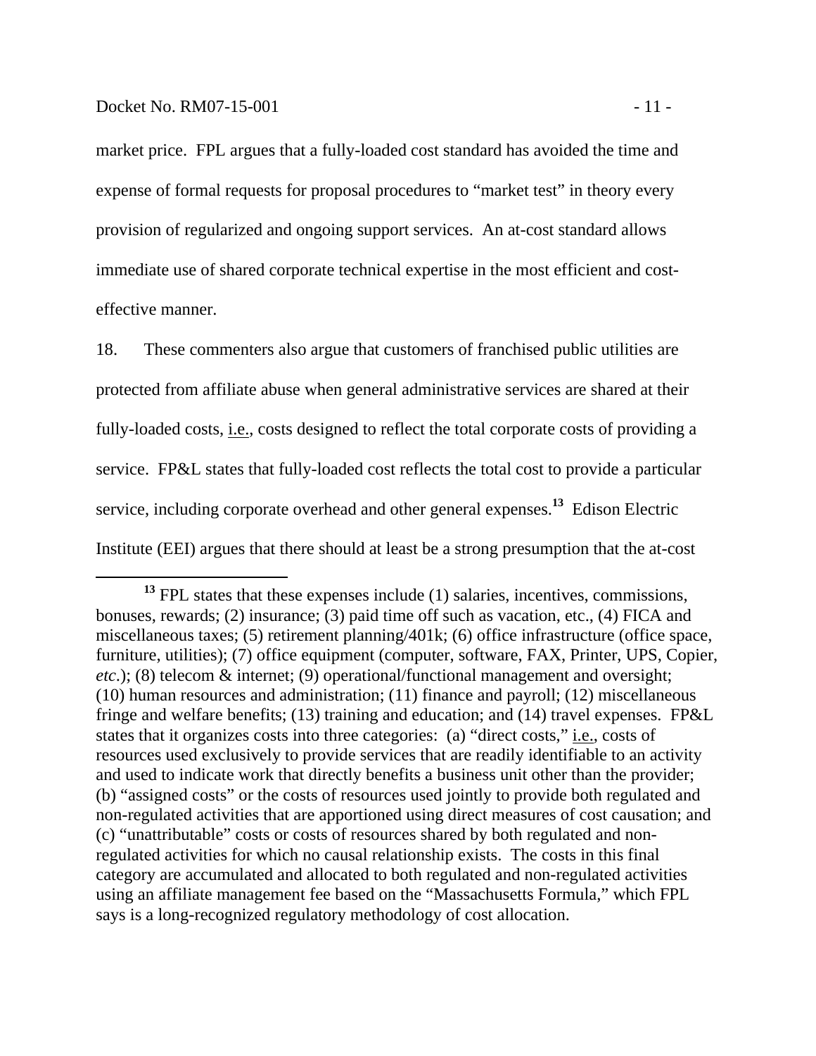market price. FPL argues that a fully-loaded cost standard has avoided the time and expense of formal requests for proposal procedures to "market test" in theory every provision of regularized and ongoing support services. An at-cost standard allows immediate use of shared corporate technical expertise in the most efficient and cost-effective manner.

18. These commenters also argue that customers of franchised public utilities are protected from affiliate abuse when general administrative services are shared at their fully-loaded costs, i.e., costs designed to reflect the total corporate costs of providing a service. FP&L states that fully-loaded cost reflects the total cost to provide a particular service, including corporate overhead and other general expenses.[13] Edison Electric Institute (EEI) argues that there should at least be a strong presumption that the at-cost

[13] FPL states that these expenses include (1) salaries, incentives, commissions, bonuses, rewards; (2) insurance; (3) paid time off such as vacation, etc., (4) FICA and miscellaneous taxes; (5) retirement planning/401k; (6) office infrastructure (office space, furniture, utilities); (7) office equipment (computer, software, FAX, Printer, UPS, Copier, *etc*.); (8) telecom & internet; (9) operational/functional management and oversight; (10) human resources and administration; (11) finance and payroll; (12) miscellaneous fringe and welfare benefits; (13) training and education; and (14) travel expenses. FP&L states that it organizes costs into three categories: (a) "direct costs," i.e., costs of resources used exclusively to provide services that are readily identifiable to an activity and used to indicate work that directly benefits a business unit other than the provider; (b) "assigned costs" or the costs of resources used jointly to provide both regulated and non-regulated activities that are apportioned using direct measures of cost causation; and (c) "unattributable" costs or costs of resources shared by both regulated and non-regulated activities for which no causal relationship exists. The costs in this final category are accumulated and allocated to both regulated and non-regulated activities using an affiliate management fee based on the "Massachusetts Formula," which FPL says is a long-recognized regulatory methodology of cost allocation.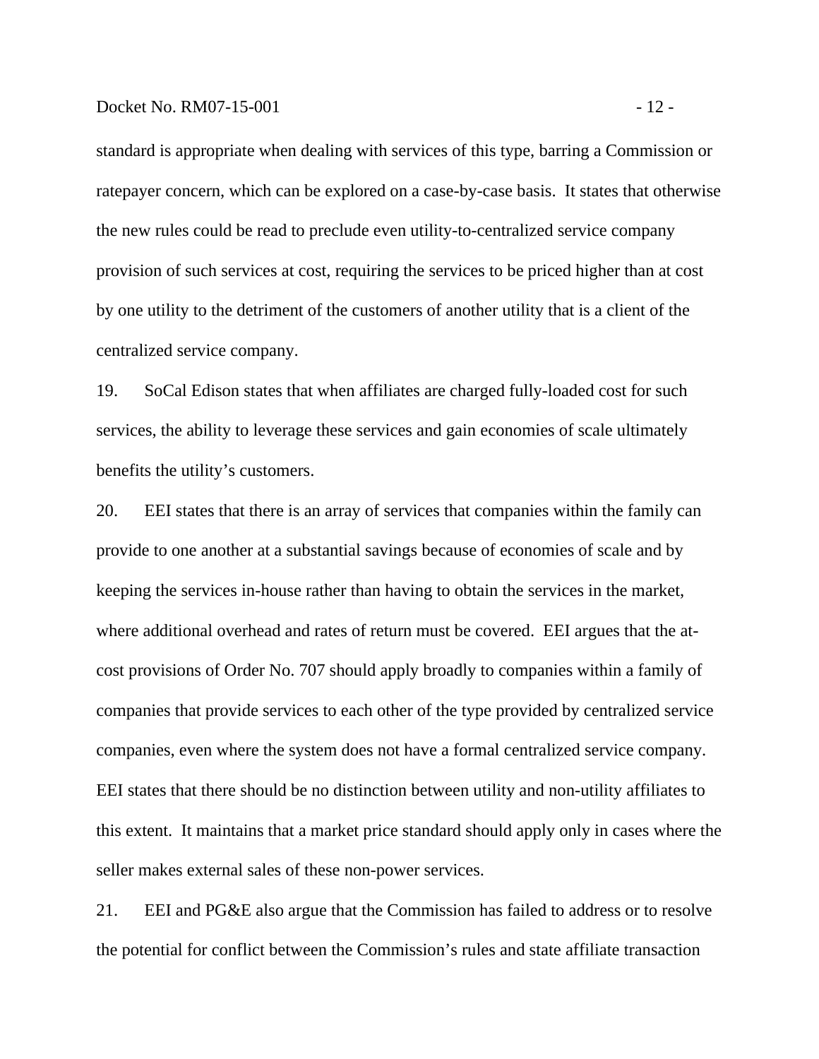standard is appropriate when dealing with services of this type, barring a Commission or ratepayer concern, which can be explored on a case-by-case basis. It states that otherwise the new rules could be read to preclude even utility-to-centralized service company provision of such services at cost, requiring the services to be priced higher than at cost by one utility to the detriment of the customers of another utility that is a client of the centralized service company.

19. SoCal Edison states that when affiliates are charged fully-loaded cost for such services, the ability to leverage these services and gain economies of scale ultimately benefits the utility's customers.

20. EEI states that there is an array of services that companies within the family can provide to one another at a substantial savings because of economies of scale and by keeping the services in-house rather than having to obtain the services in the market, where additional overhead and rates of return must be covered. EEI argues that the at-cost provisions of Order No. 707 should apply broadly to companies within a family of companies that provide services to each other of the type provided by centralized service companies, even where the system does not have a formal centralized service company. EEI states that there should be no distinction between utility and non-utility affiliates to this extent. It maintains that a market price standard should apply only in cases where the seller makes external sales of these non-power services.

21. EEI and PG&E also argue that the Commission has failed to address or to resolve the potential for conflict between the Commission's rules and state affiliate transaction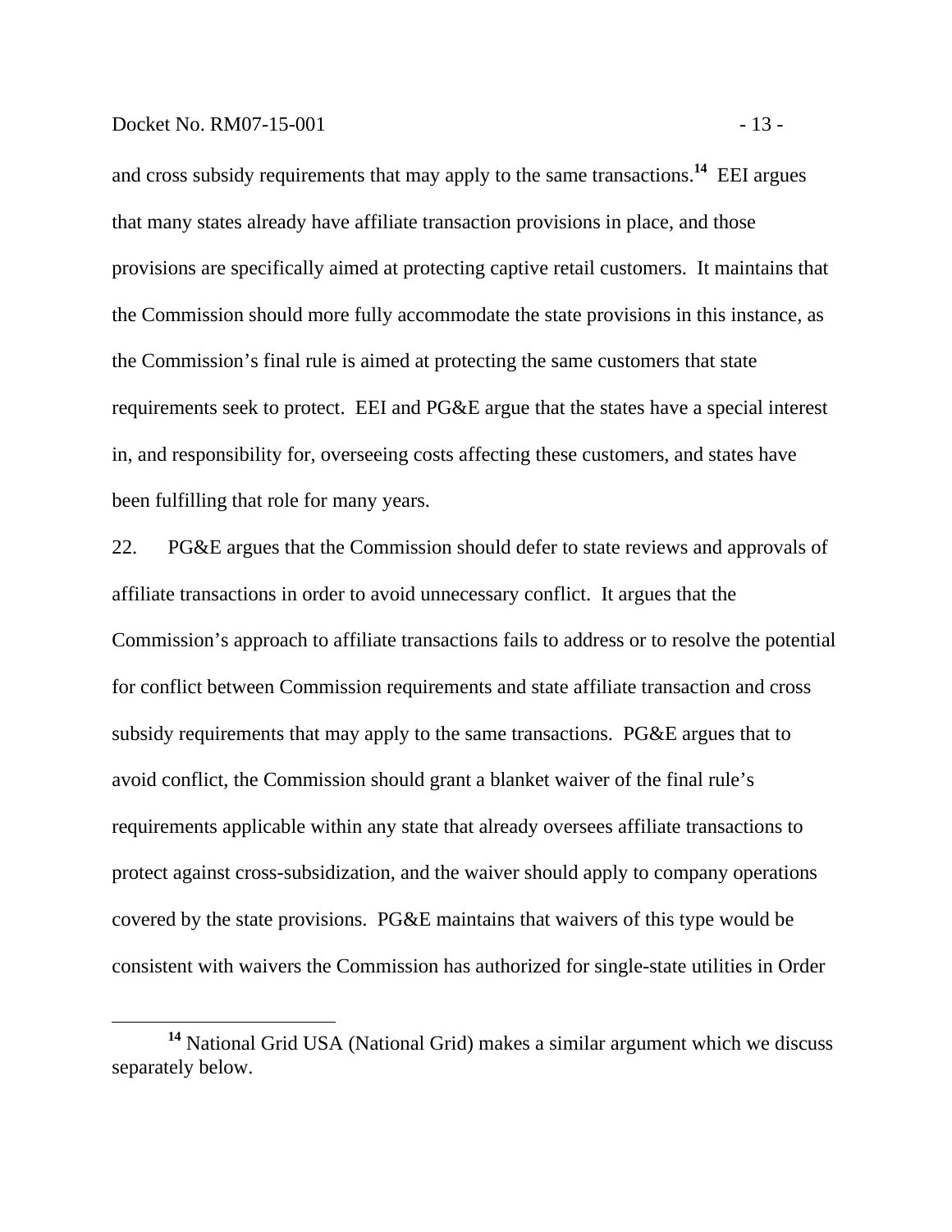and cross subsidy requirements that may apply to the same transactions.[14] EEI argues that many states already have affiliate transaction provisions in place, and those provisions are specifically aimed at protecting captive retail customers. It maintains that the Commission should more fully accommodate the state provisions in this instance, as the Commission's final rule is aimed at protecting the same customers that state requirements seek to protect. EEI and PG&E argue that the states have a special interest in, and responsibility for, overseeing costs affecting these customers, and states have been fulfilling that role for many years.

22. PG&E argues that the Commission should defer to state reviews and approvals of affiliate transactions in order to avoid unnecessary conflict. It argues that the Commission's approach to affiliate transactions fails to address or to resolve the potential for conflict between Commission requirements and state affiliate transaction and cross subsidy requirements that may apply to the same transactions. PG&E argues that to avoid conflict, the Commission should grant a blanket waiver of the final rule's requirements applicable within any state that already oversees affiliate transactions to protect against cross-subsidization, and the waiver should apply to company operations covered by the state provisions. PG&E maintains that waivers of this type would be consistent with waivers the Commission has authorized for single-state utilities in Order

[14] National Grid USA (National Grid) makes a similar argument which we discuss separately below.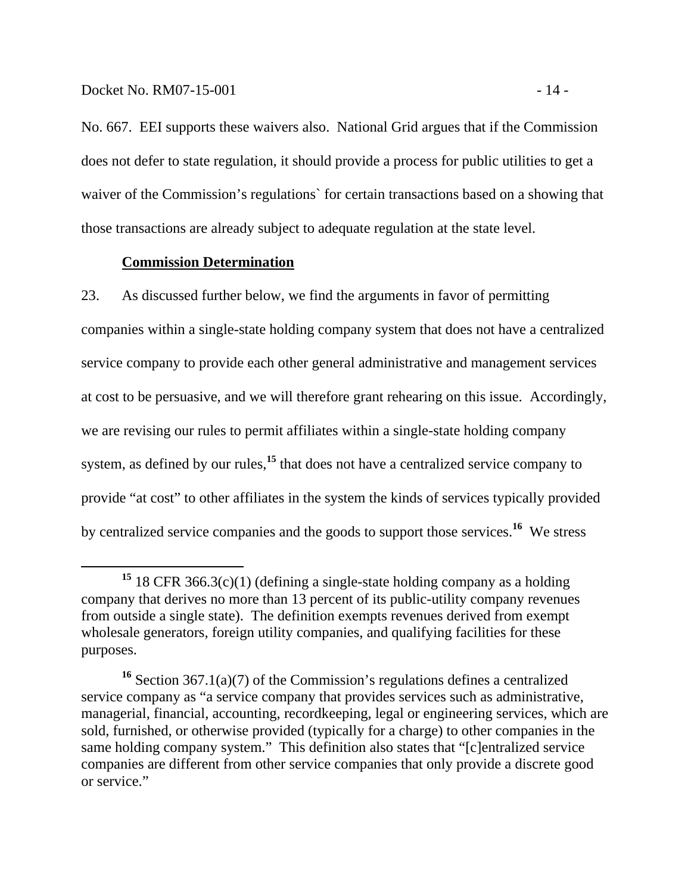No. 667. EEI supports these waivers also. National Grid argues that if the Commission does not defer to state regulation, it should provide a process for public utilities to get a waiver of the Commission's regulations` for certain transactions based on a showing that those transactions are already subject to adequate regulation at the state level.

**Commission Determination**

23. As discussed further below, we find the arguments in favor of permitting companies within a single-state holding company system that does not have a centralized service company to provide each other general administrative and management services at cost to be persuasive, and we will therefore grant rehearing on this issue. Accordingly, we are revising our rules to permit affiliates within a single-state holding company system, as defined by our rules,[15] that does not have a centralized service company to provide "at cost" to other affiliates in the system the kinds of services typically provided by centralized service companies and the goods to support those services.[16] We stress

---

[15] 18 CFR 366.3(c)(1) (defining a single-state holding company as a holding company that derives no more than 13 percent of its public-utility company revenues from outside a single state). The definition exempts revenues derived from exempt wholesale generators, foreign utility companies, and qualifying facilities for these purposes.

[16] Section 367.1(a)(7) of the Commission's regulations defines a centralized service company as "a service company that provides services such as administrative, managerial, financial, accounting, recordkeeping, legal or engineering services, which are sold, furnished, or otherwise provided (typically for a charge) to other companies in the same holding company system." This definition also states that "[c]entralized service companies are different from other service companies that only provide a discrete good or service."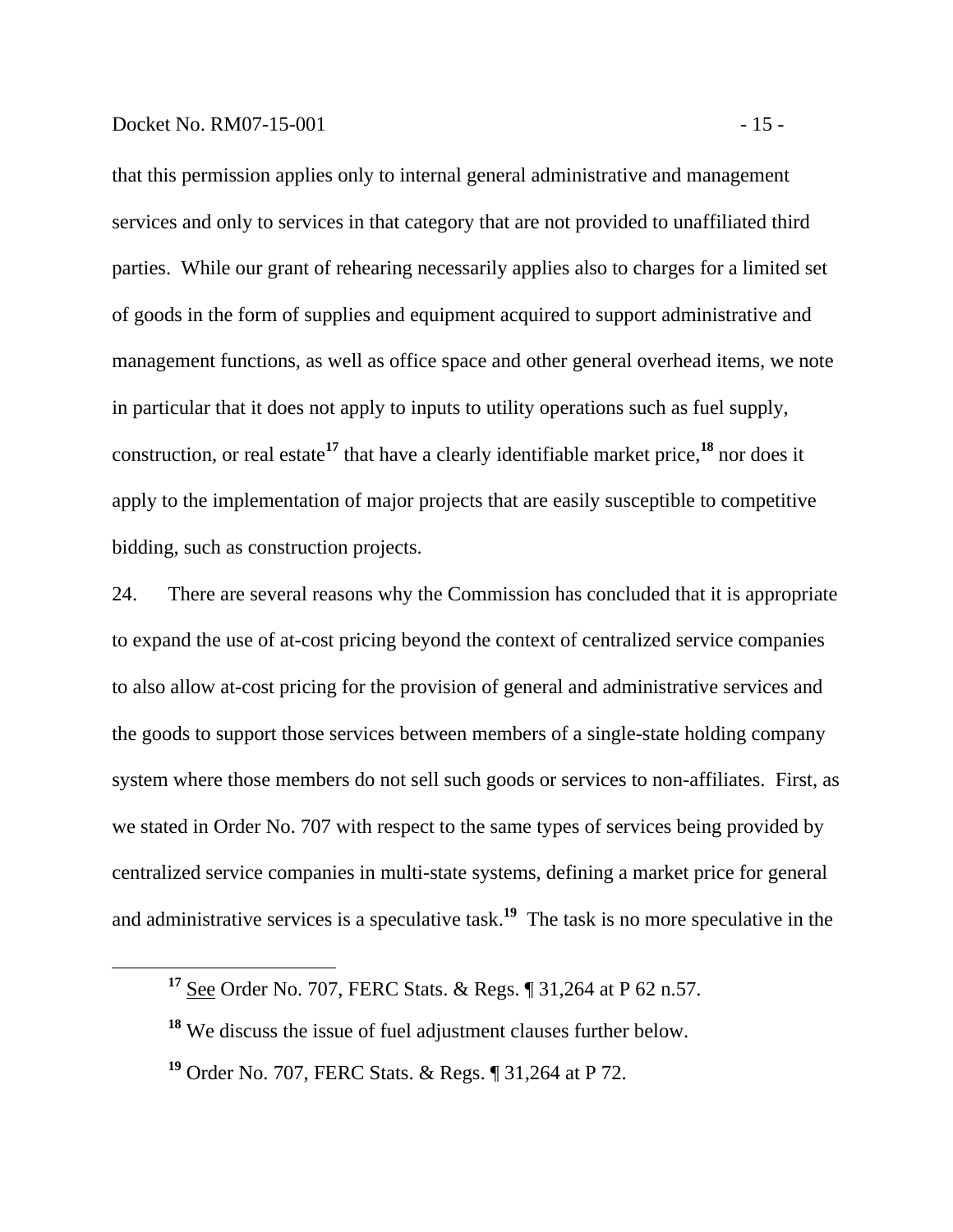that this permission applies only to internal general administrative and management services and only to services in that category that are not provided to unaffiliated third parties. While our grant of rehearing necessarily applies also to charges for a limited set of goods in the form of supplies and equipment acquired to support administrative and management functions, as well as office space and other general overhead items, we note in particular that it does not apply to inputs to utility operations such as fuel supply, construction, or real estate[17] that have a clearly identifiable market price,[18] nor does it apply to the implementation of major projects that are easily susceptible to competitive bidding, such as construction projects.

24. There are several reasons why the Commission has concluded that it is appropriate to expand the use of at-cost pricing beyond the context of centralized service companies to also allow at-cost pricing for the provision of general and administrative services and the goods to support those services between members of a single-state holding company system where those members do not sell such goods or services to non-affiliates. First, as we stated in Order No. 707 with respect to the same types of services being provided by centralized service companies in multi-state systems, defining a market price for general and administrative services is a speculative task.[19] The task is no more speculative in the

---

[17] See Order No. 707, FERC Stats. & Regs. ¶ 31,264 at P 62 n.57.

[18] We discuss the issue of fuel adjustment clauses further below.

[19] Order No. 707, FERC Stats. & Regs. ¶ 31,264 at P 72.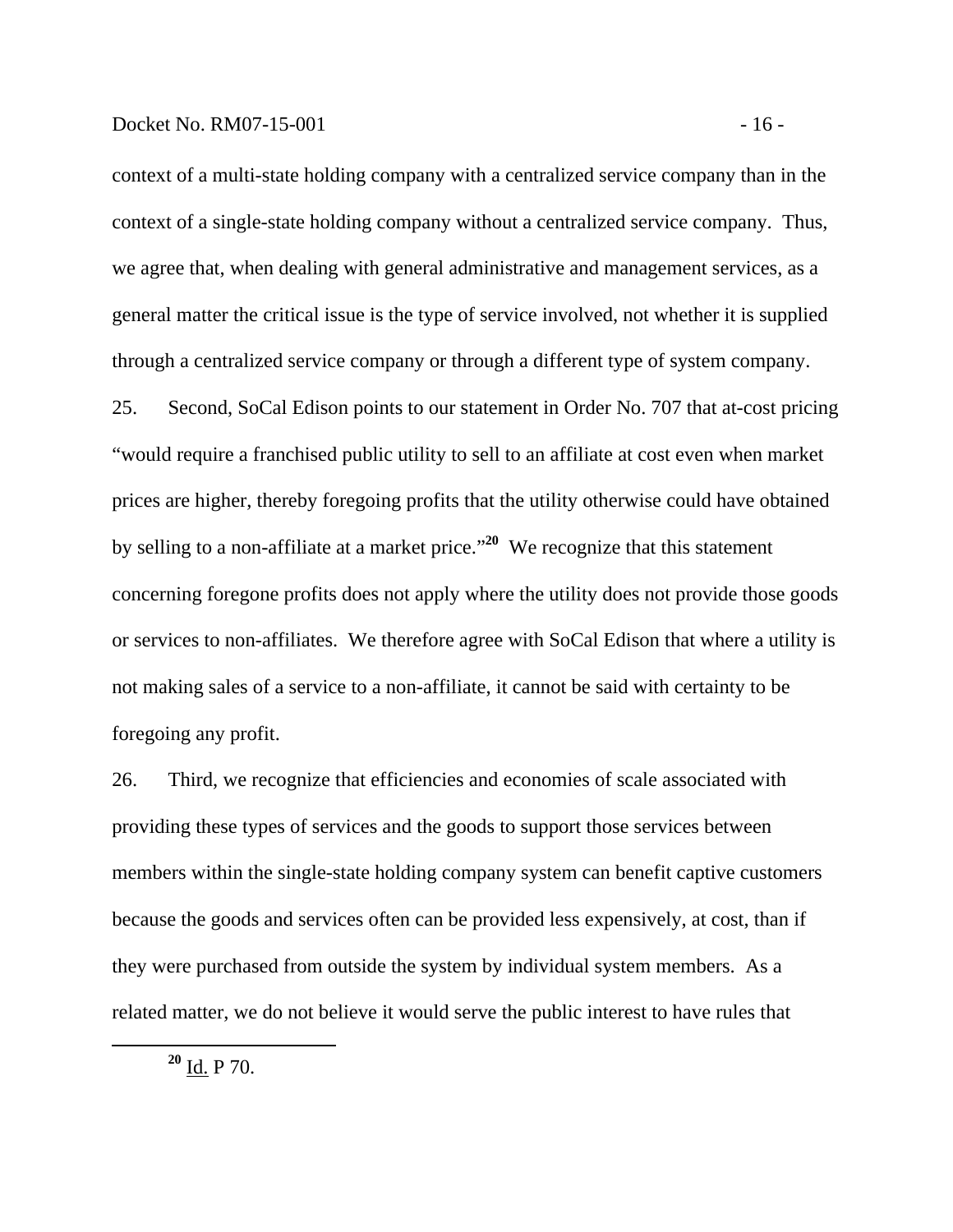context of a multi-state holding company with a centralized service company than in the context of a single-state holding company without a centralized service company. Thus, we agree that, when dealing with general administrative and management services, as a general matter the critical issue is the type of service involved, not whether it is supplied through a centralized service company or through a different type of system company.

25. Second, SoCal Edison points to our statement in Order No. 707 that at-cost pricing "would require a franchised public utility to sell to an affiliate at cost even when market prices are higher, thereby foregoing profits that the utility otherwise could have obtained by selling to a non-affiliate at a market price."[20] We recognize that this statement concerning foregone profits does not apply where the utility does not provide those goods or services to non-affiliates. We therefore agree with SoCal Edison that where a utility is not making sales of a service to a non-affiliate, it cannot be said with certainty to be foregoing any profit.

26. Third, we recognize that efficiencies and economies of scale associated with providing these types of services and the goods to support those services between members within the single-state holding company system can benefit captive customers because the goods and services often can be provided less expensively, at cost, than if they were purchased from outside the system by individual system members. As a related matter, we do not believe it would serve the public interest to have rules that

---

[20] Id. P 70.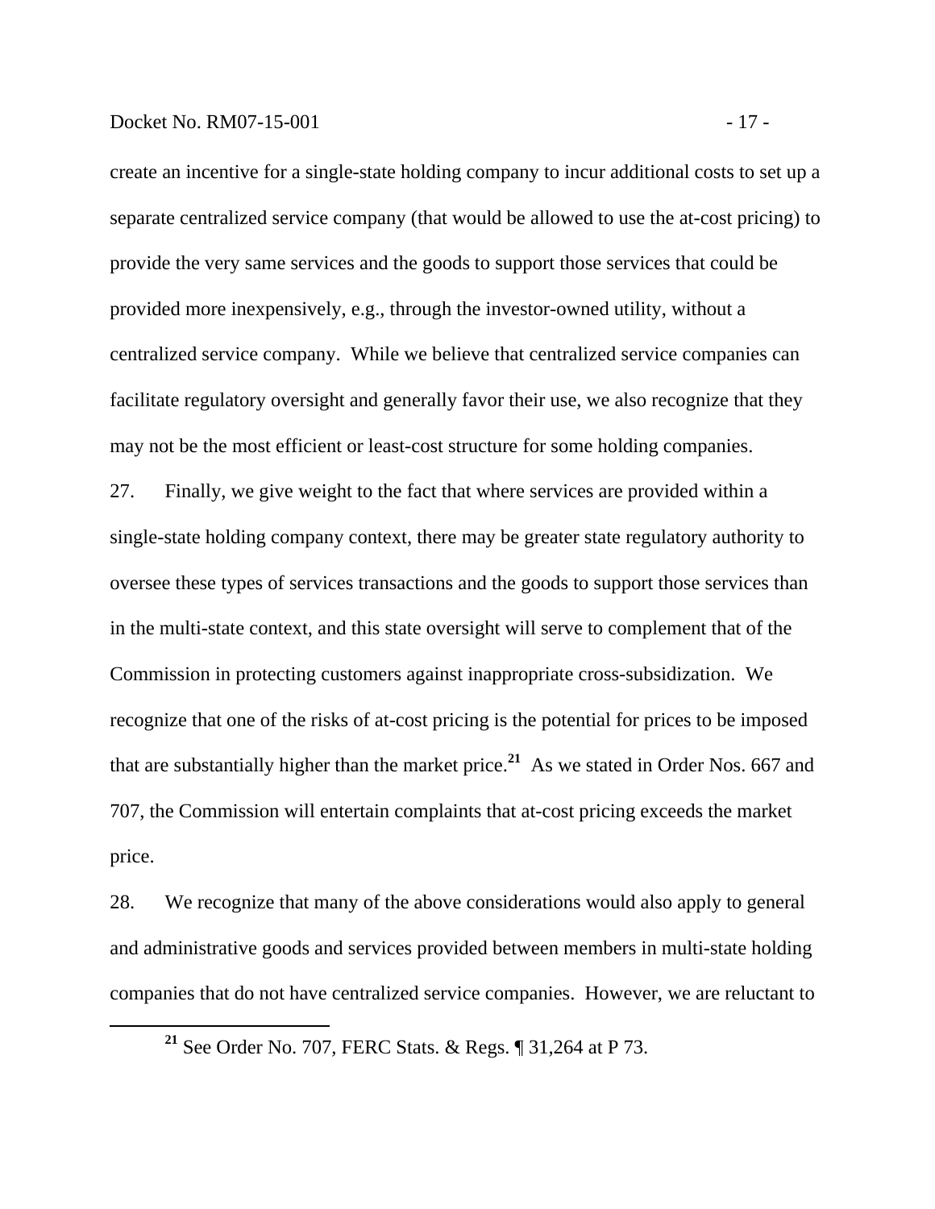create an incentive for a single-state holding company to incur additional costs to set up a separate centralized service company (that would be allowed to use the at-cost pricing) to provide the very same services and the goods to support those services that could be provided more inexpensively, e.g., through the investor-owned utility, without a centralized service company. While we believe that centralized service companies can facilitate regulatory oversight and generally favor their use, we also recognize that they may not be the most efficient or least-cost structure for some holding companies.

27. Finally, we give weight to the fact that where services are provided within a single-state holding company context, there may be greater state regulatory authority to oversee these types of services transactions and the goods to support those services than in the multi-state context, and this state oversight will serve to complement that of the Commission in protecting customers against inappropriate cross-subsidization. We recognize that one of the risks of at-cost pricing is the potential for prices to be imposed that are substantially higher than the market price.[21] As we stated in Order Nos. 667 and 707, the Commission will entertain complaints that at-cost pricing exceeds the market price.

28. We recognize that many of the above considerations would also apply to general and administrative goods and services provided between members in multi-state holding companies that do not have centralized service companies. However, we are reluctant to

[21] See Order No. 707, FERC Stats. & Regs. ¶ 31,264 at P 73.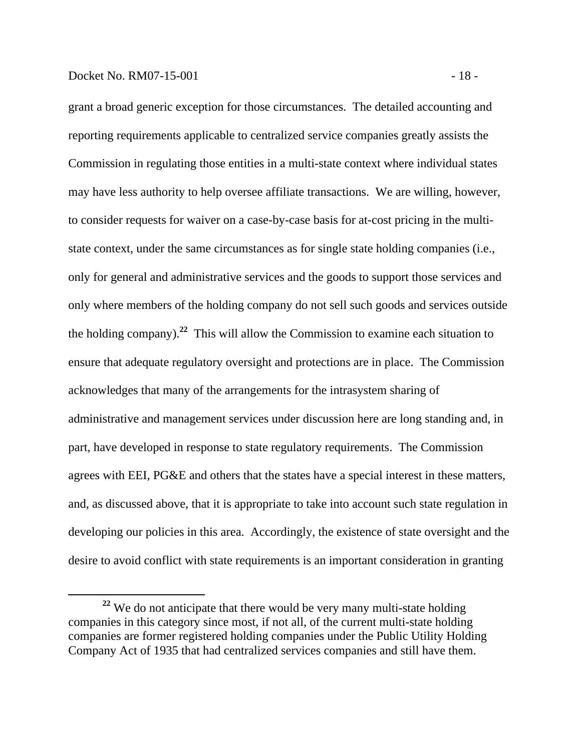grant a broad generic exception for those circumstances. The detailed accounting and reporting requirements applicable to centralized service companies greatly assists the Commission in regulating those entities in a multi-state context where individual states may have less authority to help oversee affiliate transactions. We are willing, however, to consider requests for waiver on a case-by-case basis for at-cost pricing in the multi-state context, under the same circumstances as for single state holding companies (i.e., only for general and administrative services and the goods to support those services and only where members of the holding company do not sell such goods and services outside the holding company).[22] This will allow the Commission to examine each situation to ensure that adequate regulatory oversight and protections are in place. The Commission acknowledges that many of the arrangements for the intrasystem sharing of administrative and management services under discussion here are long standing and, in part, have developed in response to state regulatory requirements. The Commission agrees with EEI, PG&E and others that the states have a special interest in these matters, and, as discussed above, that it is appropriate to take into account such state regulation in developing our policies in this area. Accordingly, the existence of state oversight and the desire to avoid conflict with state requirements is an important consideration in granting

---

[22] We do not anticipate that there would be very many multi-state holding companies in this category since most, if not all, of the current multi-state holding companies are former registered holding companies under the Public Utility Holding Company Act of 1935 that had centralized services companies and still have them.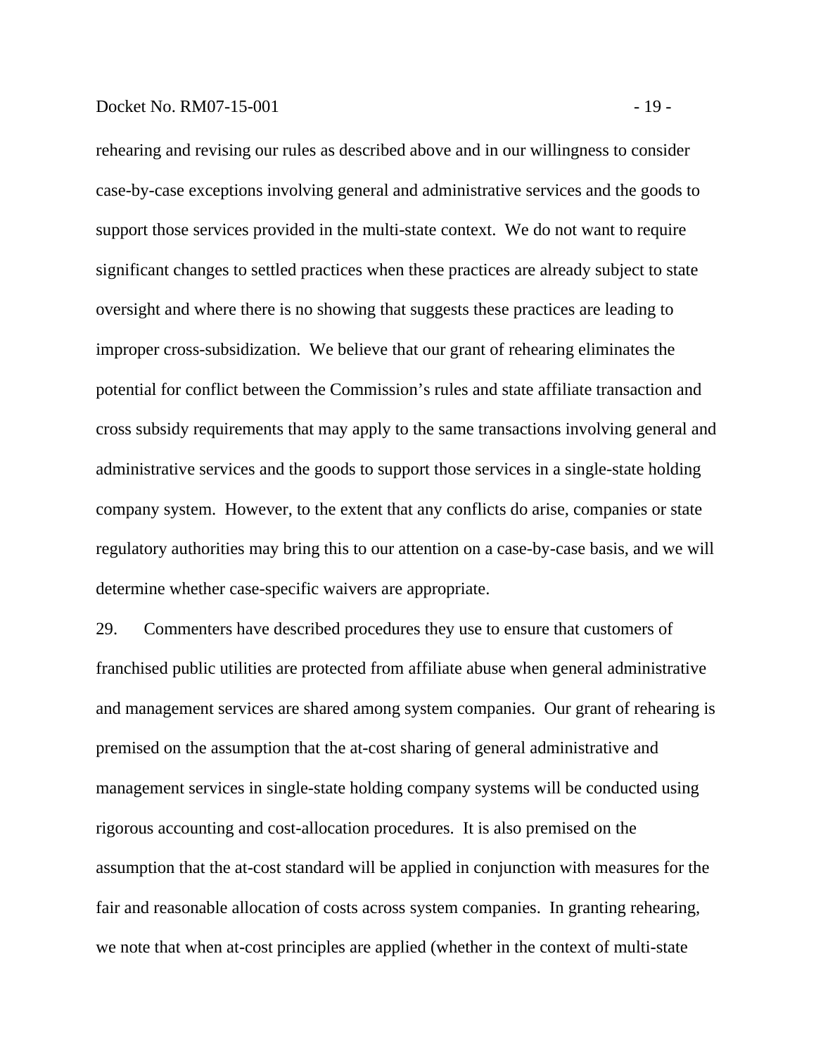rehearing and revising our rules as described above and in our willingness to consider case-by-case exceptions involving general and administrative services and the goods to support those services provided in the multi-state context. We do not want to require significant changes to settled practices when these practices are already subject to state oversight and where there is no showing that suggests these practices are leading to improper cross-subsidization. We believe that our grant of rehearing eliminates the potential for conflict between the Commission's rules and state affiliate transaction and cross subsidy requirements that may apply to the same transactions involving general and administrative services and the goods to support those services in a single-state holding company system. However, to the extent that any conflicts do arise, companies or state regulatory authorities may bring this to our attention on a case-by-case basis, and we will determine whether case-specific waivers are appropriate.

29. Commenters have described procedures they use to ensure that customers of franchised public utilities are protected from affiliate abuse when general administrative and management services are shared among system companies. Our grant of rehearing is premised on the assumption that the at-cost sharing of general administrative and management services in single-state holding company systems will be conducted using rigorous accounting and cost-allocation procedures. It is also premised on the assumption that the at-cost standard will be applied in conjunction with measures for the fair and reasonable allocation of costs across system companies. In granting rehearing, we note that when at-cost principles are applied (whether in the context of multi-state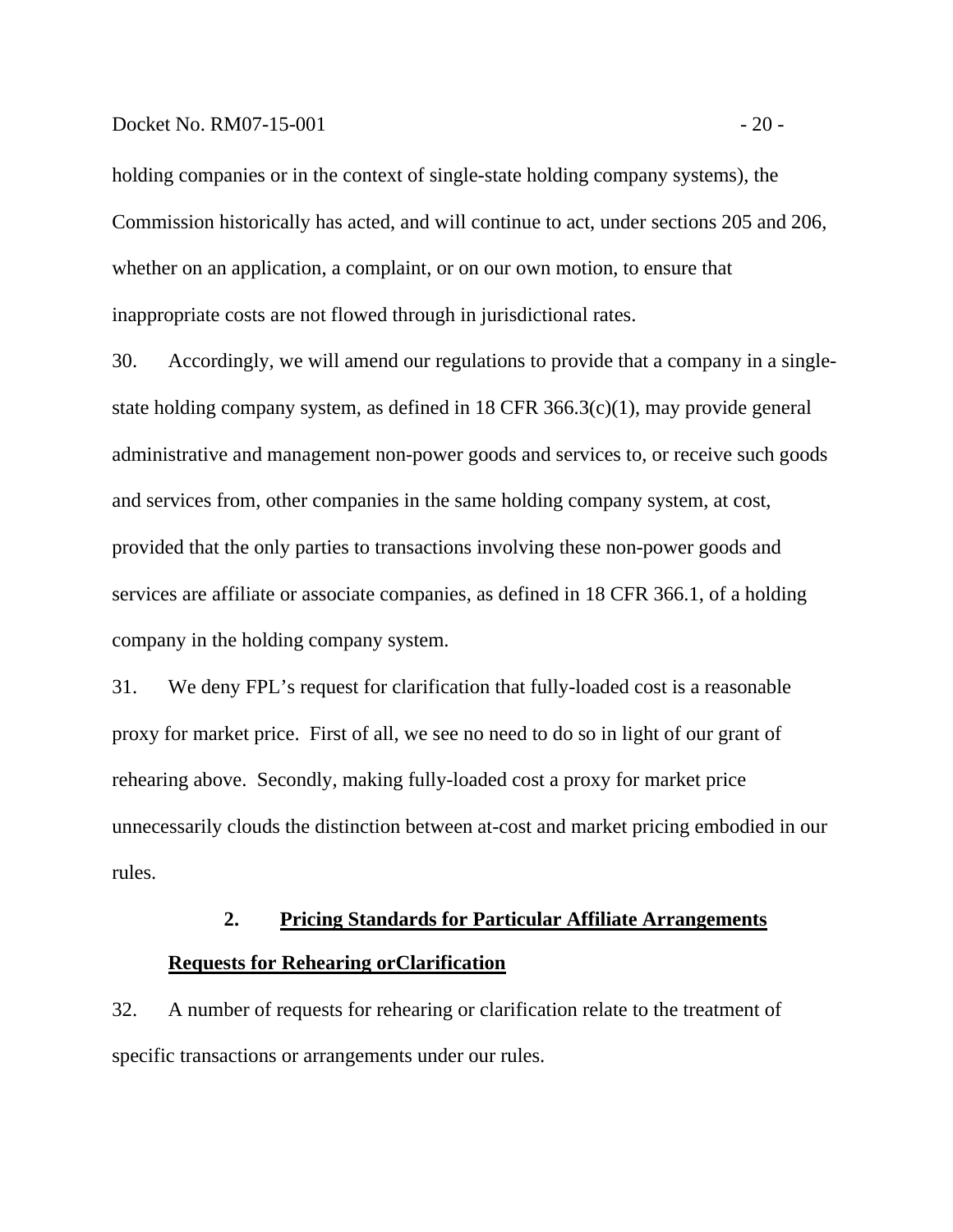holding companies or in the context of single-state holding company systems), the Commission historically has acted, and will continue to act, under sections 205 and 206, whether on an application, a complaint, or on our own motion, to ensure that inappropriate costs are not flowed through in jurisdictional rates.

30. Accordingly, we will amend our regulations to provide that a company in a single-state holding company system, as defined in 18 CFR 366.3(c)(1), may provide general administrative and management non-power goods and services to, or receive such goods and services from, other companies in the same holding company system, at cost, provided that the only parties to transactions involving these non-power goods and services are affiliate or associate companies, as defined in 18 CFR 366.1, of a holding company in the holding company system.

31. We deny FPL's request for clarification that fully-loaded cost is a reasonable proxy for market price. First of all, we see no need to do so in light of our grant of rehearing above. Secondly, making fully-loaded cost a proxy for market price unnecessarily clouds the distinction between at-cost and market pricing embodied in our rules.

### 2. Pricing Standards for Particular Affiliate Arrangements

#### Requests for Rehearing orClarification

32. A number of requests for rehearing or clarification relate to the treatment of specific transactions or arrangements under our rules.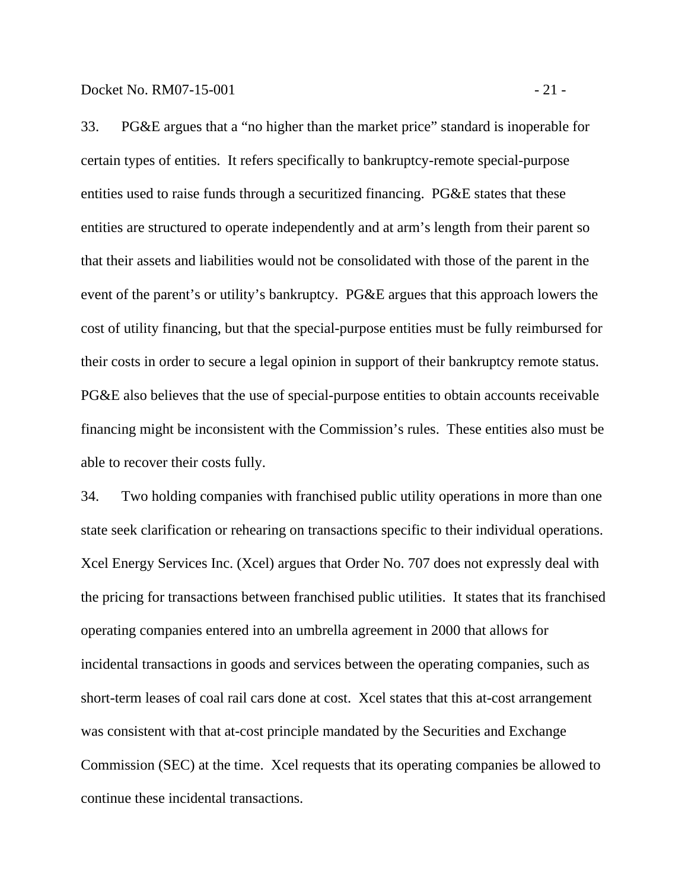33. PG&E argues that a "no higher than the market price" standard is inoperable for certain types of entities. It refers specifically to bankruptcy-remote special-purpose entities used to raise funds through a securitized financing. PG&E states that these entities are structured to operate independently and at arm's length from their parent so that their assets and liabilities would not be consolidated with those of the parent in the event of the parent's or utility's bankruptcy. PG&E argues that this approach lowers the cost of utility financing, but that the special-purpose entities must be fully reimbursed for their costs in order to secure a legal opinion in support of their bankruptcy remote status. PG&E also believes that the use of special-purpose entities to obtain accounts receivable financing might be inconsistent with the Commission's rules. These entities also must be able to recover their costs fully.

34. Two holding companies with franchised public utility operations in more than one state seek clarification or rehearing on transactions specific to their individual operations. Xcel Energy Services Inc. (Xcel) argues that Order No. 707 does not expressly deal with the pricing for transactions between franchised public utilities. It states that its franchised operating companies entered into an umbrella agreement in 2000 that allows for incidental transactions in goods and services between the operating companies, such as short-term leases of coal rail cars done at cost. Xcel states that this at-cost arrangement was consistent with that at-cost principle mandated by the Securities and Exchange Commission (SEC) at the time. Xcel requests that its operating companies be allowed to continue these incidental transactions.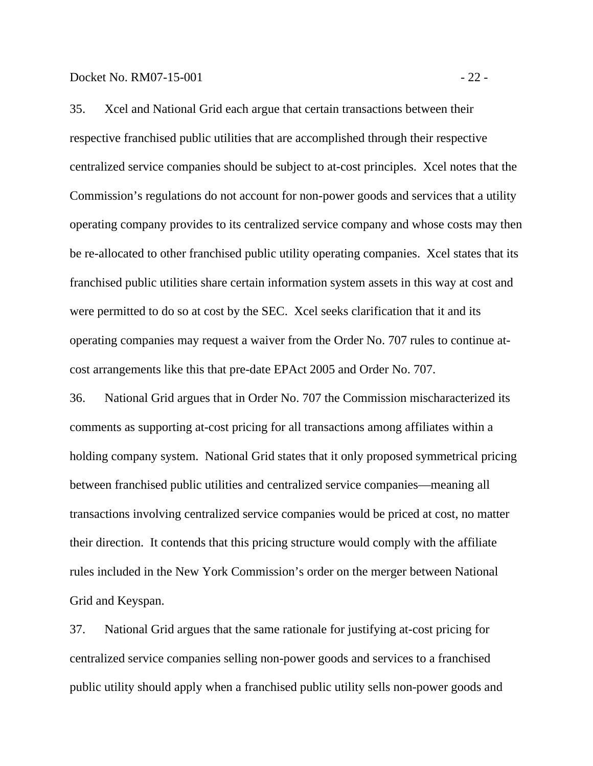35. Xcel and National Grid each argue that certain transactions between their respective franchised public utilities that are accomplished through their respective centralized service companies should be subject to at-cost principles. Xcel notes that the Commission's regulations do not account for non-power goods and services that a utility operating company provides to its centralized service company and whose costs may then be re-allocated to other franchised public utility operating companies. Xcel states that its franchised public utilities share certain information system assets in this way at cost and were permitted to do so at cost by the SEC. Xcel seeks clarification that it and its operating companies may request a waiver from the Order No. 707 rules to continue at-cost arrangements like this that pre-date EPAct 2005 and Order No. 707.

36. National Grid argues that in Order No. 707 the Commission mischaracterized its comments as supporting at-cost pricing for all transactions among affiliates within a holding company system. National Grid states that it only proposed symmetrical pricing between franchised public utilities and centralized service companies—meaning all transactions involving centralized service companies would be priced at cost, no matter their direction. It contends that this pricing structure would comply with the affiliate rules included in the New York Commission's order on the merger between National Grid and Keyspan.

37. National Grid argues that the same rationale for justifying at-cost pricing for centralized service companies selling non-power goods and services to a franchised public utility should apply when a franchised public utility sells non-power goods and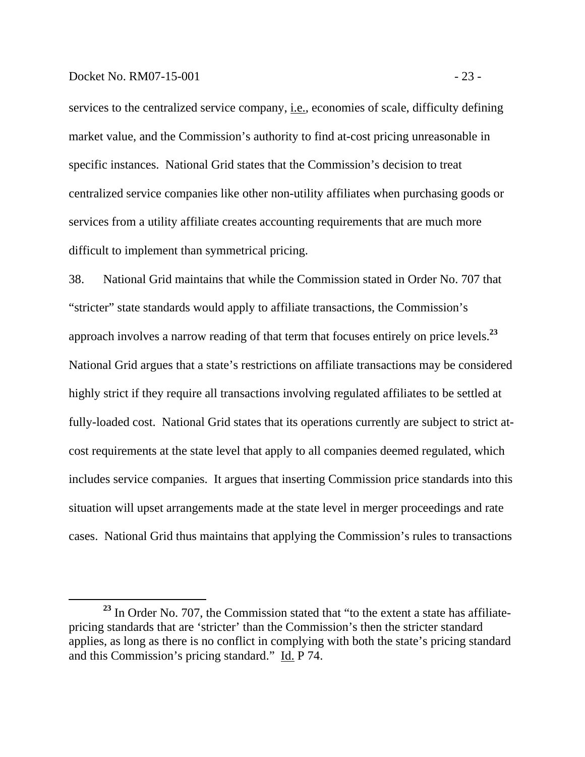services to the centralized service company, i.e., economies of scale, difficulty defining market value, and the Commission's authority to find at-cost pricing unreasonable in specific instances. National Grid states that the Commission's decision to treat centralized service companies like other non-utility affiliates when purchasing goods or services from a utility affiliate creates accounting requirements that are much more difficult to implement than symmetrical pricing.

38. National Grid maintains that while the Commission stated in Order No. 707 that "stricter" state standards would apply to affiliate transactions, the Commission's approach involves a narrow reading of that term that focuses entirely on price levels.[23] National Grid argues that a state's restrictions on affiliate transactions may be considered highly strict if they require all transactions involving regulated affiliates to be settled at fully-loaded cost. National Grid states that its operations currently are subject to strict at-cost requirements at the state level that apply to all companies deemed regulated, which includes service companies. It argues that inserting Commission price standards into this situation will upset arrangements made at the state level in merger proceedings and rate cases. National Grid thus maintains that applying the Commission's rules to transactions

[23] In Order No. 707, the Commission stated that "to the extent a state has affiliate-pricing standards that are 'stricter' than the Commission's then the stricter standard applies, as long as there is no conflict in complying with both the state's pricing standard and this Commission's pricing standard." Id. P 74.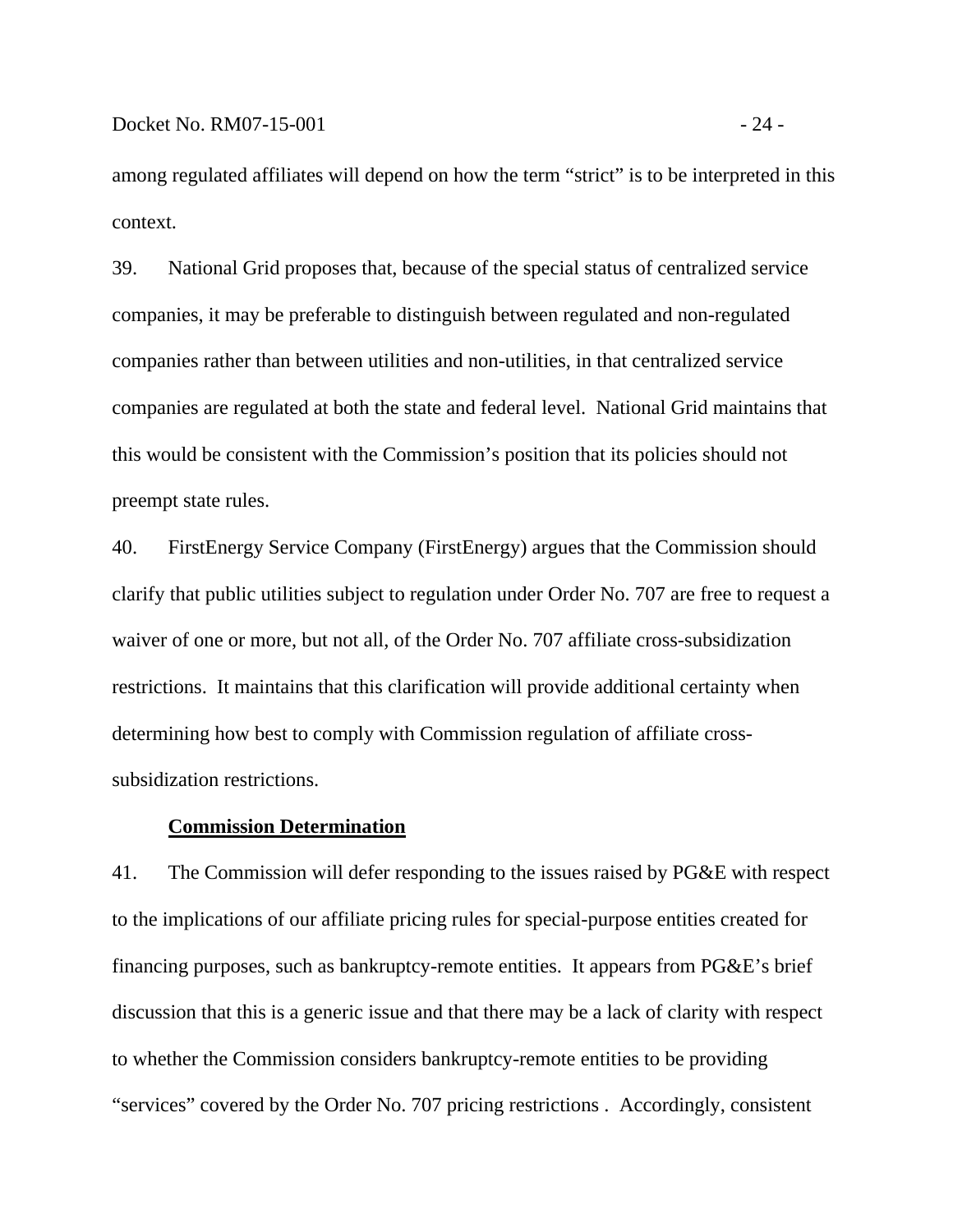among regulated affiliates will depend on how the term “strict” is to be interpreted in this context.

39. National Grid proposes that, because of the special status of centralized service companies, it may be preferable to distinguish between regulated and non-regulated companies rather than between utilities and non-utilities, in that centralized service companies are regulated at both the state and federal level. National Grid maintains that this would be consistent with the Commission’s position that its policies should not preempt state rules.

40. FirstEnergy Service Company (FirstEnergy) argues that the Commission should clarify that public utilities subject to regulation under Order No. 707 are free to request a waiver of one or more, but not all, of the Order No. 707 affiliate cross-subsidization restrictions. It maintains that this clarification will provide additional certainty when determining how best to comply with Commission regulation of affiliate cross-subsidization restrictions.

**Commission Determination**

41. The Commission will defer responding to the issues raised by PG&E with respect to the implications of our affiliate pricing rules for special-purpose entities created for financing purposes, such as bankruptcy-remote entities. It appears from PG&E’s brief discussion that this is a generic issue and that there may be a lack of clarity with respect to whether the Commission considers bankruptcy-remote entities to be providing “services” covered by the Order No. 707 pricing restrictions . Accordingly, consistent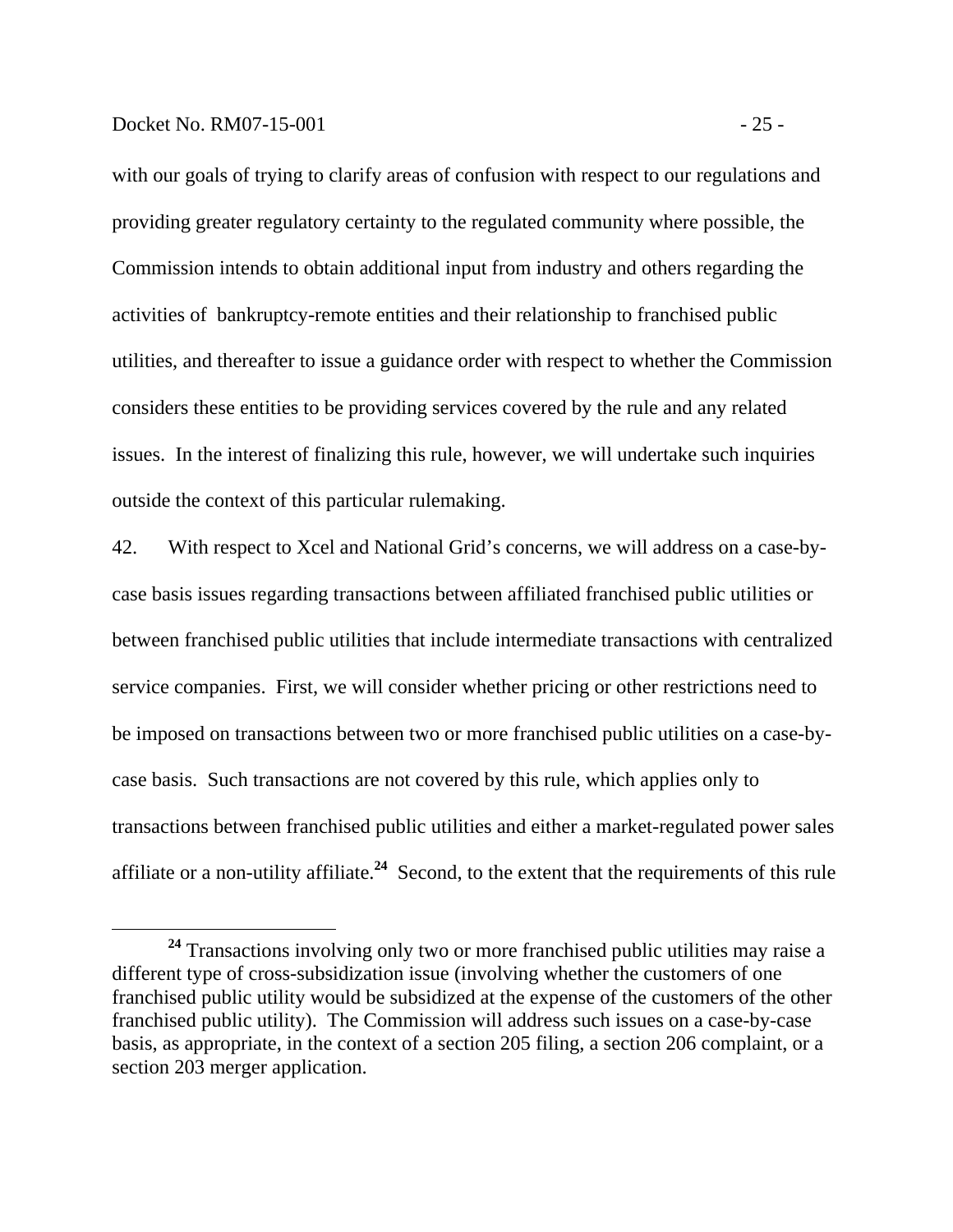with our goals of trying to clarify areas of confusion with respect to our regulations and providing greater regulatory certainty to the regulated community where possible, the Commission intends to obtain additional input from industry and others regarding the activities of bankruptcy-remote entities and their relationship to franchised public utilities, and thereafter to issue a guidance order with respect to whether the Commission considers these entities to be providing services covered by the rule and any related issues. In the interest of finalizing this rule, however, we will undertake such inquiries outside the context of this particular rulemaking.

42. With respect to Xcel and National Grid's concerns, we will address on a case-by-case basis issues regarding transactions between affiliated franchised public utilities or between franchised public utilities that include intermediate transactions with centralized service companies. First, we will consider whether pricing or other restrictions need to be imposed on transactions between two or more franchised public utilities on a case-by-case basis. Such transactions are not covered by this rule, which applies only to transactions between franchised public utilities and either a market-regulated power sales affiliate or a non-utility affiliate.[24] Second, to the extent that the requirements of this rule

[24] Transactions involving only two or more franchised public utilities may raise a different type of cross-subsidization issue (involving whether the customers of one franchised public utility would be subsidized at the expense of the customers of the other franchised public utility). The Commission will address such issues on a case-by-case basis, as appropriate, in the context of a section 205 filing, a section 206 complaint, or a section 203 merger application.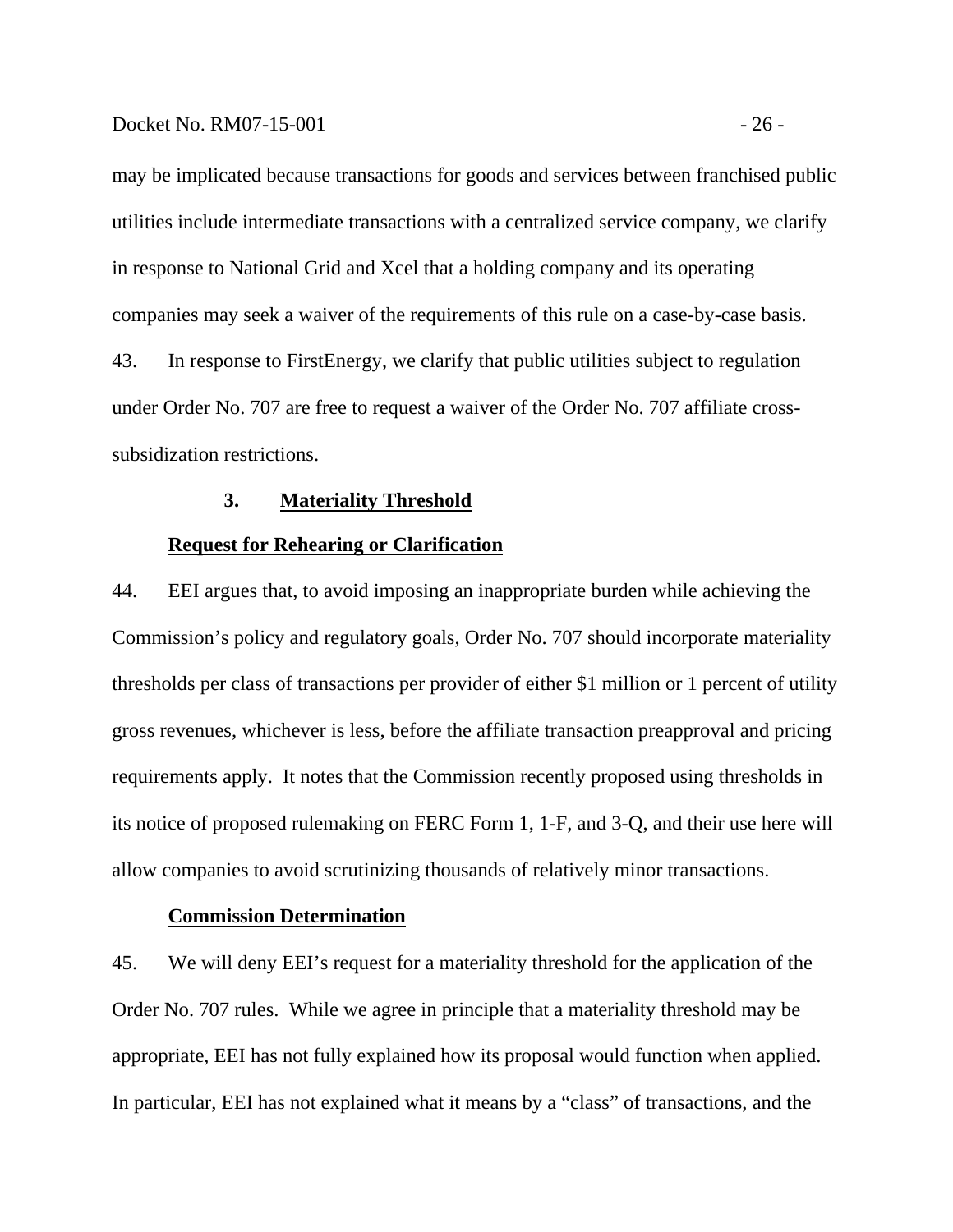may be implicated because transactions for goods and services between franchised public utilities include intermediate transactions with a centralized service company, we clarify in response to National Grid and Xcel that a holding company and its operating companies may seek a waiver of the requirements of this rule on a case-by-case basis.

43. In response to FirstEnergy, we clarify that public utilities subject to regulation under Order No. 707 are free to request a waiver of the Order No. 707 affiliate cross-subsidization restrictions.

### 3. Materiality Threshold

#### Request for Rehearing or Clarification

44. EEI argues that, to avoid imposing an inappropriate burden while achieving the Commission's policy and regulatory goals, Order No. 707 should incorporate materiality thresholds per class of transactions per provider of either \$1 million or 1 percent of utility gross revenues, whichever is less, before the affiliate transaction preapproval and pricing requirements apply. It notes that the Commission recently proposed using thresholds in its notice of proposed rulemaking on FERC Form 1, 1-F, and 3-Q, and their use here will allow companies to avoid scrutinizing thousands of relatively minor transactions.

#### Commission Determination

45. We will deny EEI's request for a materiality threshold for the application of the Order No. 707 rules. While we agree in principle that a materiality threshold may be appropriate, EEI has not fully explained how its proposal would function when applied. In particular, EEI has not explained what it means by a "class" of transactions, and the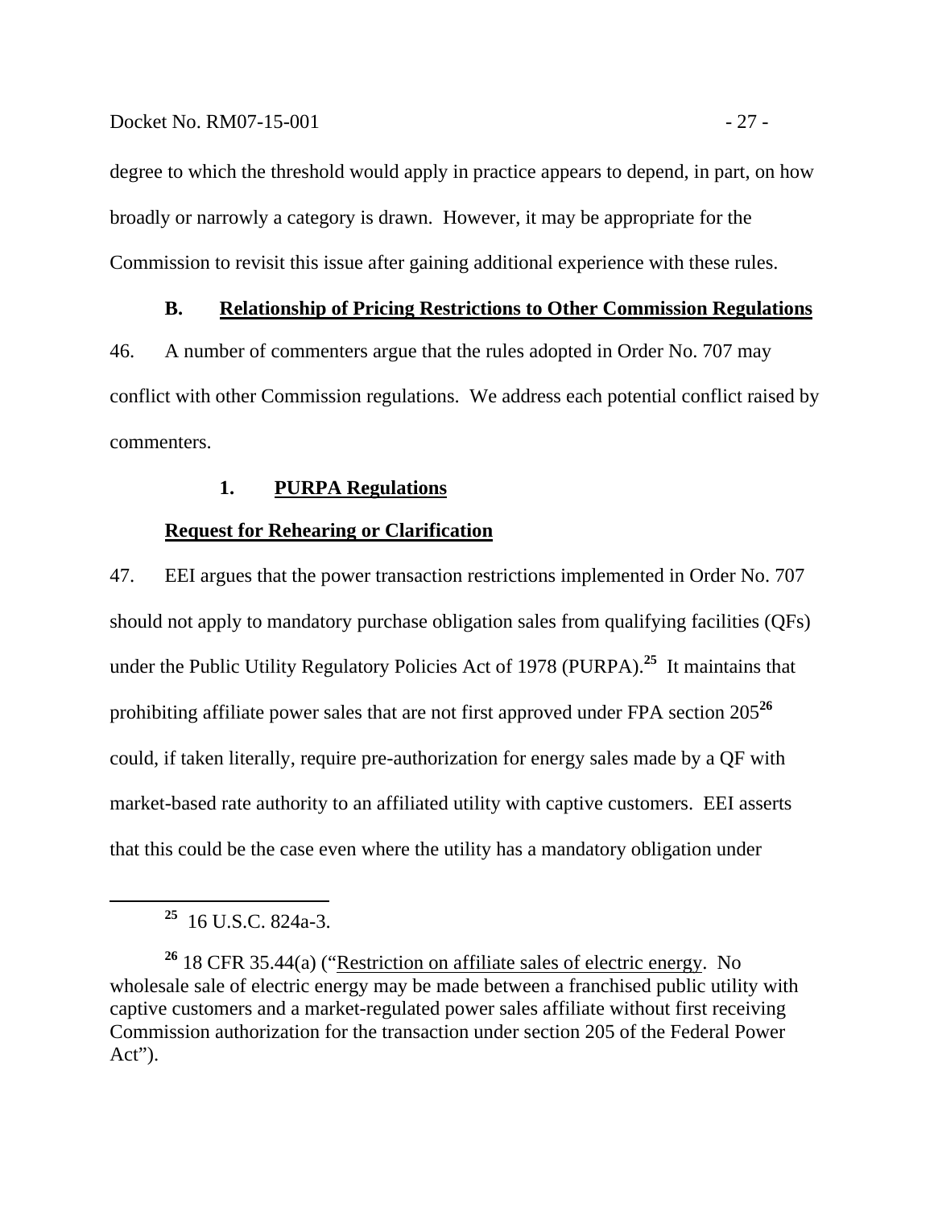degree to which the threshold would apply in practice appears to depend, in part, on how broadly or narrowly a category is drawn. However, it may be appropriate for the Commission to revisit this issue after gaining additional experience with these rules.

### B. Relationship of Pricing Restrictions to Other Commission Regulations

46. A number of commenters argue that the rules adopted in Order No. 707 may conflict with other Commission regulations. We address each potential conflict raised by commenters.

#### 1. PURPA Regulations

**Request for Rehearing or Clarification**

47. EEI argues that the power transaction restrictions implemented in Order No. 707 should not apply to mandatory purchase obligation sales from qualifying facilities (QFs) under the Public Utility Regulatory Policies Act of 1978 (PURPA).[25] It maintains that prohibiting affiliate power sales that are not first approved under FPA section 205[26] could, if taken literally, require pre-authorization for energy sales made by a QF with market-based rate authority to an affiliated utility with captive customers. EEI asserts that this could be the case even where the utility has a mandatory obligation under

---

[25] 16 U.S.C. 824a-3.

[26] 18 CFR 35.44(a) ("Restriction on affiliate sales of electric energy. No wholesale sale of electric energy may be made between a franchised public utility with captive customers and a market-regulated power sales affiliate without first receiving Commission authorization for the transaction under section 205 of the Federal Power Act").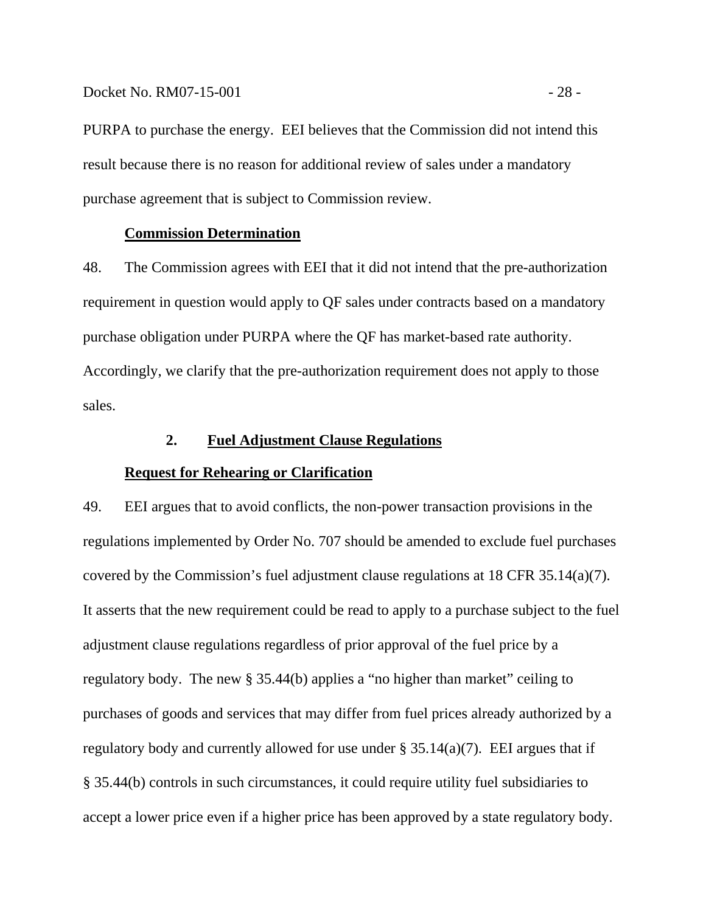PURPA to purchase the energy. EEI believes that the Commission did not intend this result because there is no reason for additional review of sales under a mandatory purchase agreement that is subject to Commission review.

**Commission Determination**

48. The Commission agrees with EEI that it did not intend that the pre-authorization requirement in question would apply to QF sales under contracts based on a mandatory purchase obligation under PURPA where the QF has market-based rate authority. Accordingly, we clarify that the pre-authorization requirement does not apply to those sales.

### 2. Fuel Adjustment Clause Regulations

**Request for Rehearing or Clarification**

49. EEI argues that to avoid conflicts, the non-power transaction provisions in the regulations implemented by Order No. 707 should be amended to exclude fuel purchases covered by the Commission's fuel adjustment clause regulations at 18 CFR 35.14(a)(7). It asserts that the new requirement could be read to apply to a purchase subject to the fuel adjustment clause regulations regardless of prior approval of the fuel price by a regulatory body. The new § 35.44(b) applies a "no higher than market" ceiling to purchases of goods and services that may differ from fuel prices already authorized by a regulatory body and currently allowed for use under § 35.14(a)(7). EEI argues that if § 35.44(b) controls in such circumstances, it could require utility fuel subsidiaries to accept a lower price even if a higher price has been approved by a state regulatory body.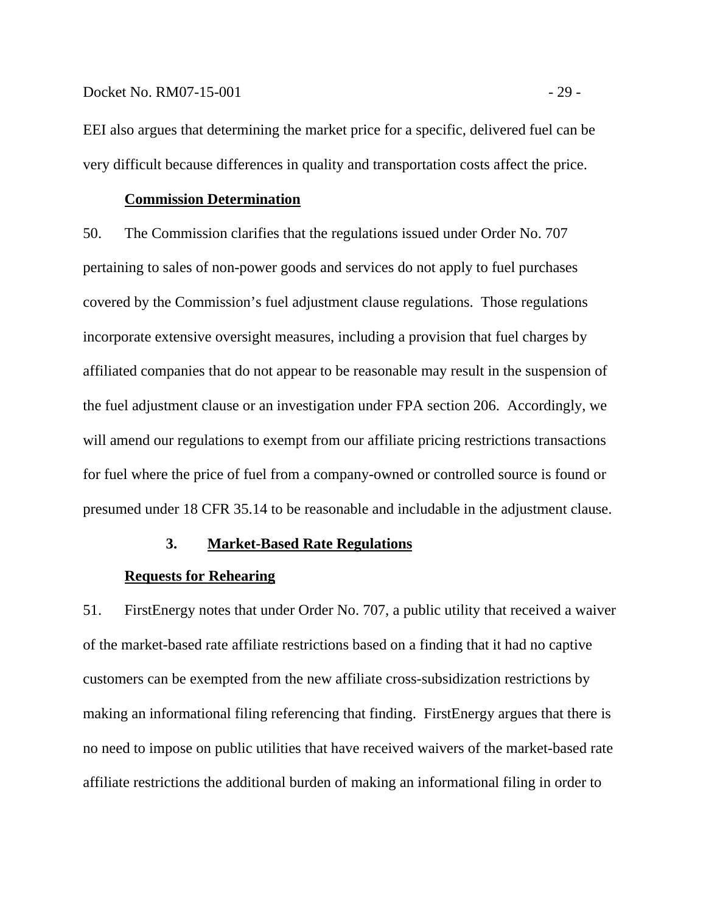EEI also argues that determining the market price for a specific, delivered fuel can be very difficult because differences in quality and transportation costs affect the price.

**Commission Determination**

50. The Commission clarifies that the regulations issued under Order No. 707 pertaining to sales of non-power goods and services do not apply to fuel purchases covered by the Commission's fuel adjustment clause regulations. Those regulations incorporate extensive oversight measures, including a provision that fuel charges by affiliated companies that do not appear to be reasonable may result in the suspension of the fuel adjustment clause or an investigation under FPA section 206. Accordingly, we will amend our regulations to exempt from our affiliate pricing restrictions transactions for fuel where the price of fuel from a company-owned or controlled source is found or presumed under 18 CFR 35.14 to be reasonable and includable in the adjustment clause.

### 3. Market-Based Rate Regulations

**Requests for Rehearing**

51. FirstEnergy notes that under Order No. 707, a public utility that received a waiver of the market-based rate affiliate restrictions based on a finding that it had no captive customers can be exempted from the new affiliate cross-subsidization restrictions by making an informational filing referencing that finding. FirstEnergy argues that there is no need to impose on public utilities that have received waivers of the market-based rate affiliate restrictions the additional burden of making an informational filing in order to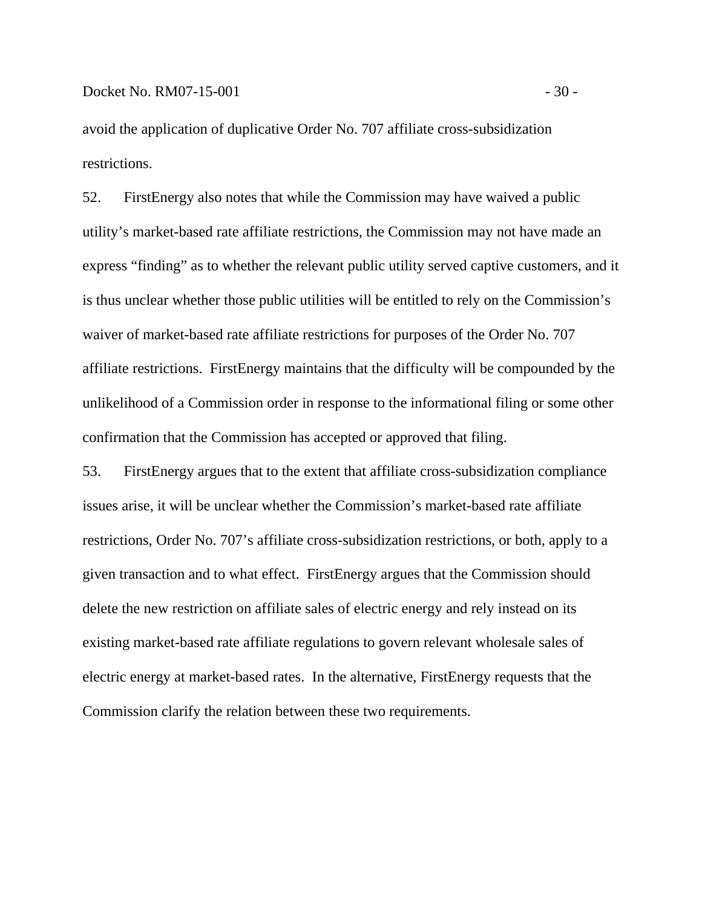avoid the application of duplicative Order No. 707 affiliate cross-subsidization restrictions.

52. FirstEnergy also notes that while the Commission may have waived a public utility's market-based rate affiliate restrictions, the Commission may not have made an express "finding" as to whether the relevant public utility served captive customers, and it is thus unclear whether those public utilities will be entitled to rely on the Commission's waiver of market-based rate affiliate restrictions for purposes of the Order No. 707 affiliate restrictions. FirstEnergy maintains that the difficulty will be compounded by the unlikelihood of a Commission order in response to the informational filing or some other confirmation that the Commission has accepted or approved that filing.

53. FirstEnergy argues that to the extent that affiliate cross-subsidization compliance issues arise, it will be unclear whether the Commission's market-based rate affiliate restrictions, Order No. 707's affiliate cross-subsidization restrictions, or both, apply to a given transaction and to what effect. FirstEnergy argues that the Commission should delete the new restriction on affiliate sales of electric energy and rely instead on its existing market-based rate affiliate regulations to govern relevant wholesale sales of electric energy at market-based rates. In the alternative, FirstEnergy requests that the Commission clarify the relation between these two requirements.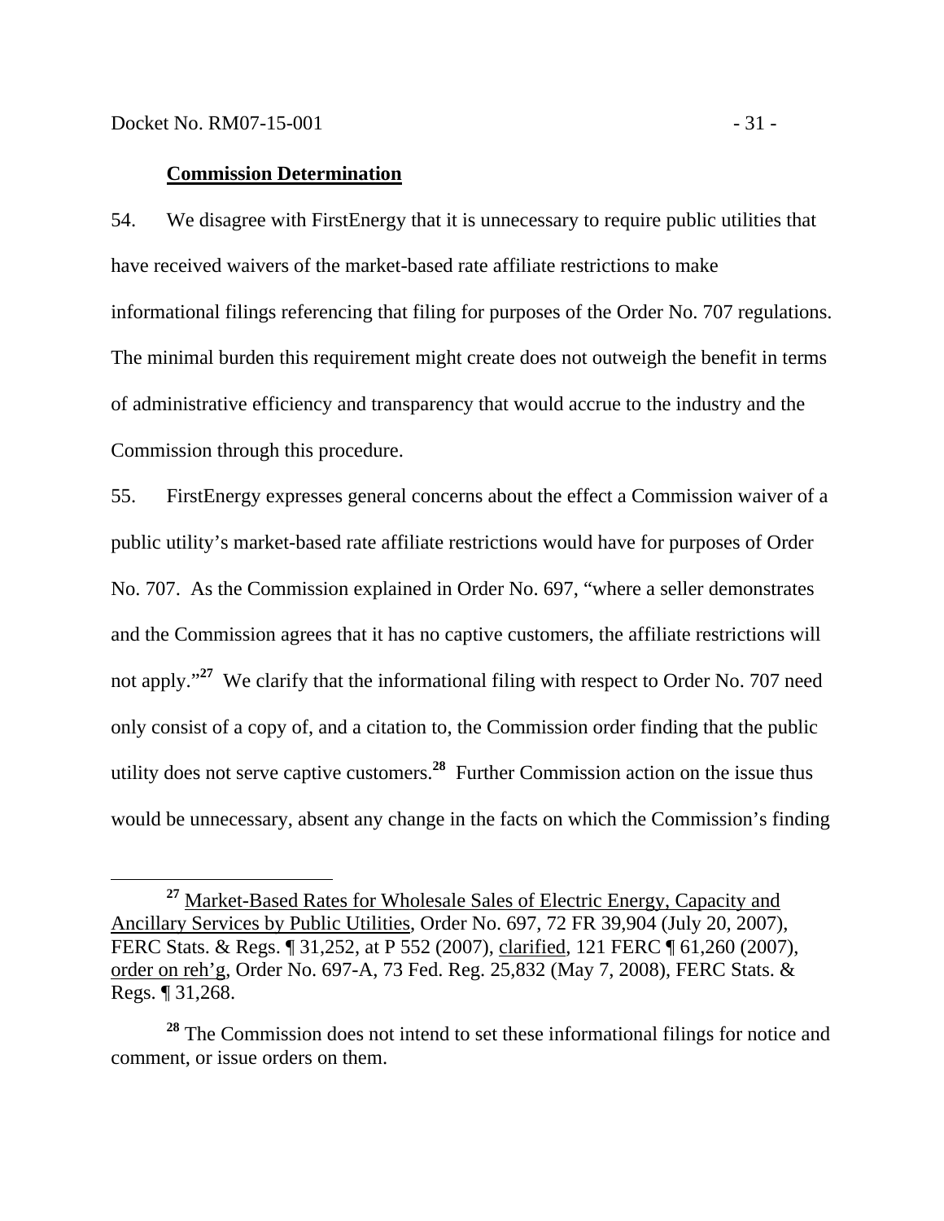**Commission Determination**

54. We disagree with FirstEnergy that it is unnecessary to require public utilities that have received waivers of the market-based rate affiliate restrictions to make informational filings referencing that filing for purposes of the Order No. 707 regulations. The minimal burden this requirement might create does not outweigh the benefit in terms of administrative efficiency and transparency that would accrue to the industry and the Commission through this procedure.

55. FirstEnergy expresses general concerns about the effect a Commission waiver of a public utility's market-based rate affiliate restrictions would have for purposes of Order No. 707. As the Commission explained in Order No. 697, "where a seller demonstrates and the Commission agrees that it has no captive customers, the affiliate restrictions will not apply."[27] We clarify that the informational filing with respect to Order No. 707 need only consist of a copy of, and a citation to, the Commission order finding that the public utility does not serve captive customers.[28] Further Commission action on the issue thus would be unnecessary, absent any change in the facts on which the Commission's finding

---

[27] Market-Based Rates for Wholesale Sales of Electric Energy, Capacity and Ancillary Services by Public Utilities, Order No. 697, 72 FR 39,904 (July 20, 2007), FERC Stats. & Regs. ¶ 31,252, at P 552 (2007), clarified, 121 FERC ¶ 61,260 (2007), order on reh'g, Order No. 697-A, 73 Fed. Reg. 25,832 (May 7, 2008), FERC Stats. & Regs. ¶ 31,268.

[28] The Commission does not intend to set these informational filings for notice and comment, or issue orders on them.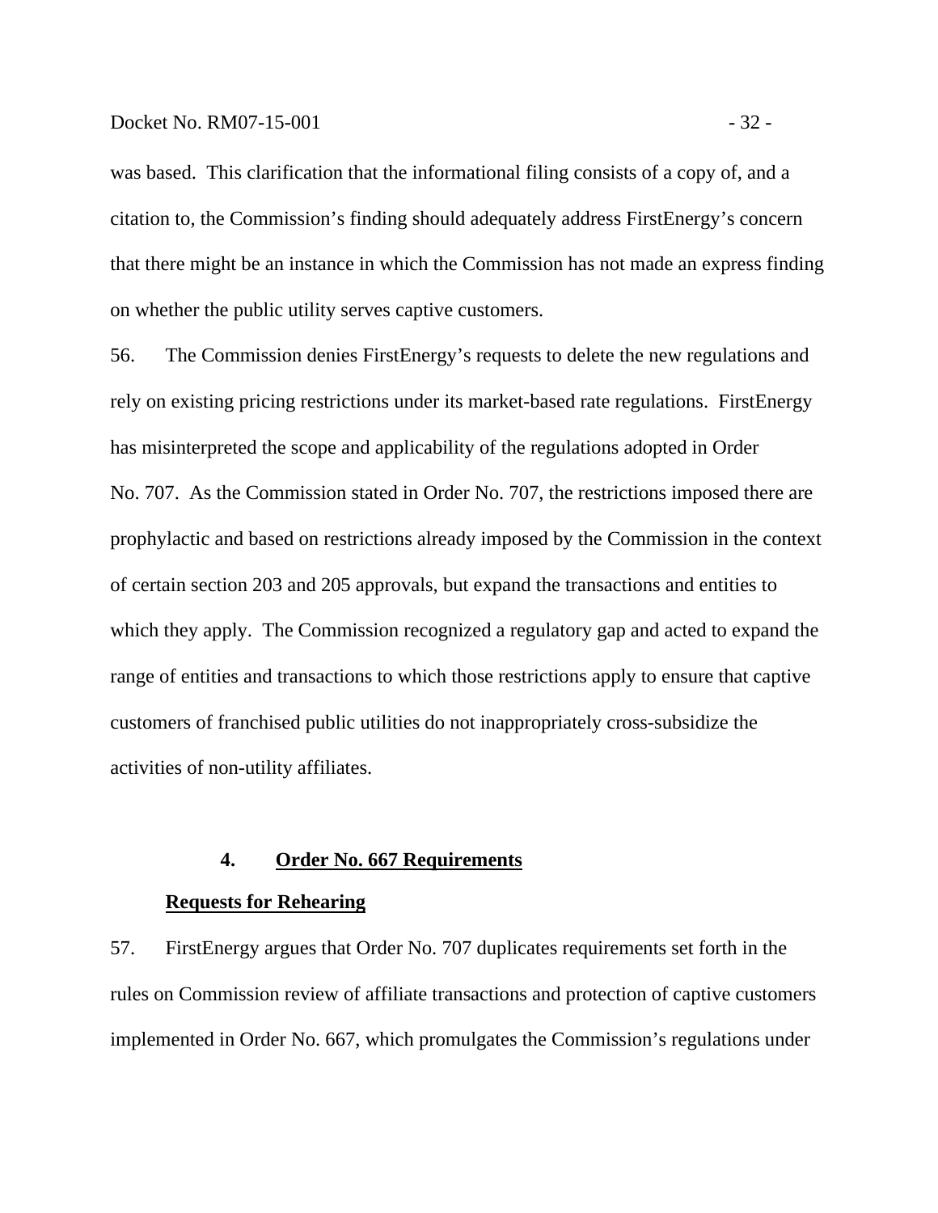was based. This clarification that the informational filing consists of a copy of, and a citation to, the Commission's finding should adequately address FirstEnergy's concern that there might be an instance in which the Commission has not made an express finding on whether the public utility serves captive customers.

56. The Commission denies FirstEnergy's requests to delete the new regulations and rely on existing pricing restrictions under its market-based rate regulations. FirstEnergy has misinterpreted the scope and applicability of the regulations adopted in Order No. 707. As the Commission stated in Order No. 707, the restrictions imposed there are prophylactic and based on restrictions already imposed by the Commission in the context of certain section 203 and 205 approvals, but expand the transactions and entities to which they apply. The Commission recognized a regulatory gap and acted to expand the range of entities and transactions to which those restrictions apply to ensure that captive customers of franchised public utilities do not inappropriately cross-subsidize the activities of non-utility affiliates.

### 4. Order No. 667 Requirements

#### Requests for Rehearing

57. FirstEnergy argues that Order No. 707 duplicates requirements set forth in the rules on Commission review of affiliate transactions and protection of captive customers implemented in Order No. 667, which promulgates the Commission's regulations under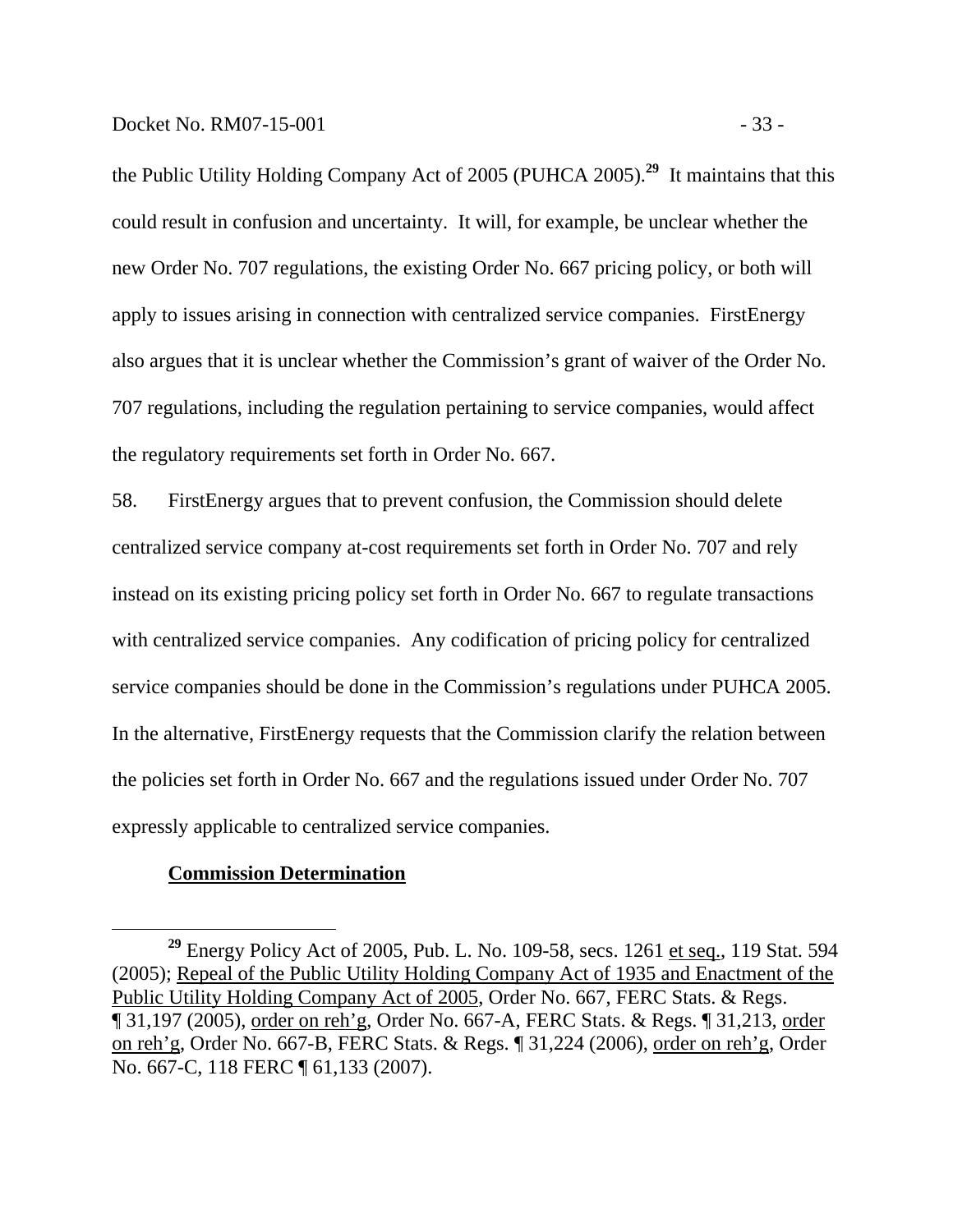the Public Utility Holding Company Act of 2005 (PUHCA 2005).[29] It maintains that this could result in confusion and uncertainty. It will, for example, be unclear whether the new Order No. 707 regulations, the existing Order No. 667 pricing policy, or both will apply to issues arising in connection with centralized service companies. FirstEnergy also argues that it is unclear whether the Commission's grant of waiver of the Order No. 707 regulations, including the regulation pertaining to service companies, would affect the regulatory requirements set forth in Order No. 667.

58. FirstEnergy argues that to prevent confusion, the Commission should delete centralized service company at-cost requirements set forth in Order No. 707 and rely instead on its existing pricing policy set forth in Order No. 667 to regulate transactions with centralized service companies. Any codification of pricing policy for centralized service companies should be done in the Commission's regulations under PUHCA 2005. In the alternative, FirstEnergy requests that the Commission clarify the relation between the policies set forth in Order No. 667 and the regulations issued under Order No. 707 expressly applicable to centralized service companies.

**Commission Determination**

---

[29] Energy Policy Act of 2005, Pub. L. No. 109-58, secs. 1261 et seq., 119 Stat. 594 (2005); Repeal of the Public Utility Holding Company Act of 1935 and Enactment of the Public Utility Holding Company Act of 2005, Order No. 667, FERC Stats. & Regs. ¶ 31,197 (2005), order on reh'g, Order No. 667-A, FERC Stats. & Regs. ¶ 31,213, order on reh'g, Order No. 667-B, FERC Stats. & Regs. ¶ 31,224 (2006), order on reh'g, Order No. 667-C, 118 FERC ¶ 61,133 (2007).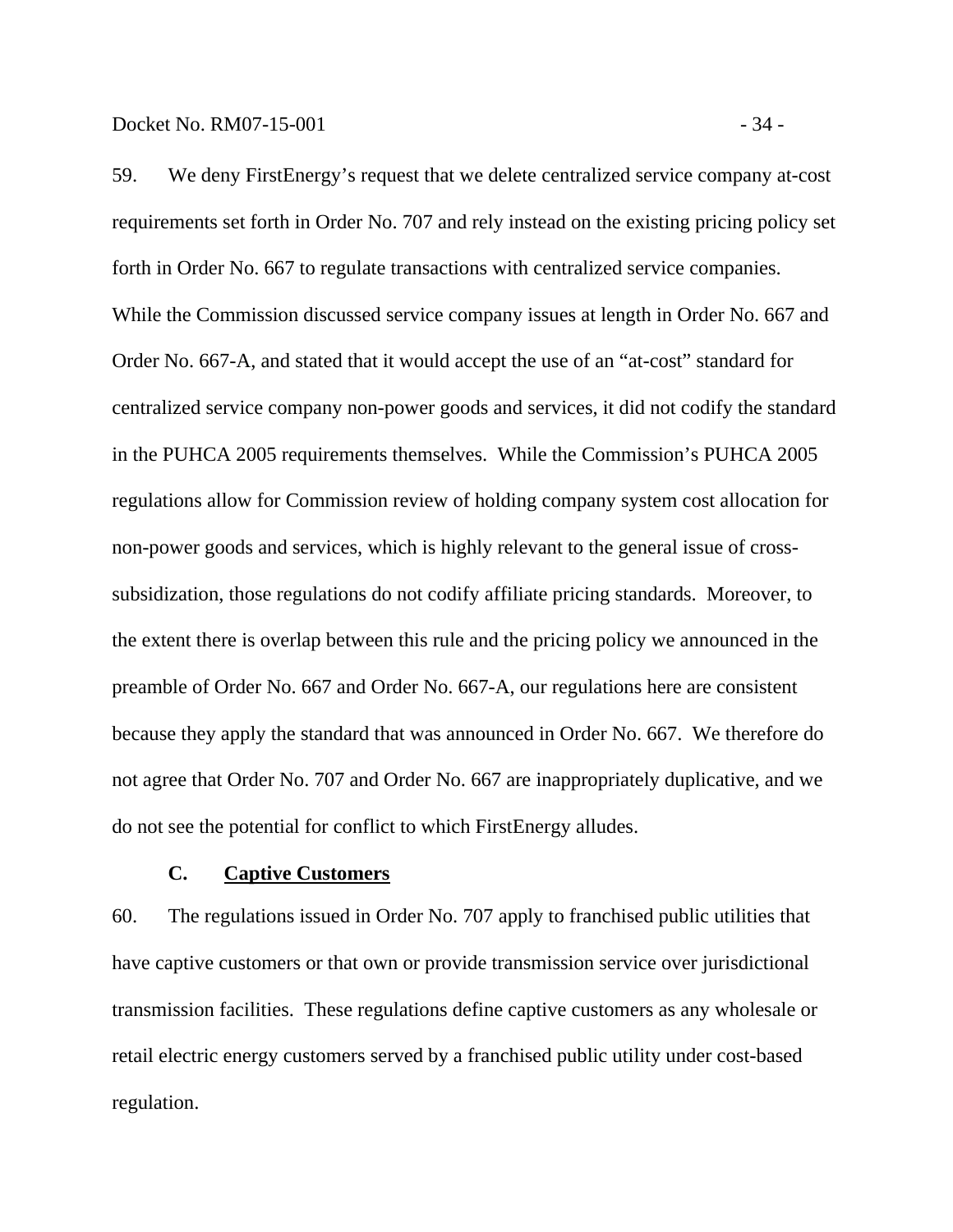59. We deny FirstEnergy's request that we delete centralized service company at-cost requirements set forth in Order No. 707 and rely instead on the existing pricing policy set forth in Order No. 667 to regulate transactions with centralized service companies. While the Commission discussed service company issues at length in Order No. 667 and Order No. 667-A, and stated that it would accept the use of an "at-cost" standard for centralized service company non-power goods and services, it did not codify the standard in the PUHCA 2005 requirements themselves. While the Commission's PUHCA 2005 regulations allow for Commission review of holding company system cost allocation for non-power goods and services, which is highly relevant to the general issue of cross-subsidization, those regulations do not codify affiliate pricing standards. Moreover, to the extent there is overlap between this rule and the pricing policy we announced in the preamble of Order No. 667 and Order No. 667-A, our regulations here are consistent because they apply the standard that was announced in Order No. 667. We therefore do not agree that Order No. 707 and Order No. 667 are inappropriately duplicative, and we do not see the potential for conflict to which FirstEnergy alludes.

### C. Captive Customers

60. The regulations issued in Order No. 707 apply to franchised public utilities that have captive customers or that own or provide transmission service over jurisdictional transmission facilities. These regulations define captive customers as any wholesale or retail electric energy customers served by a franchised public utility under cost-based regulation.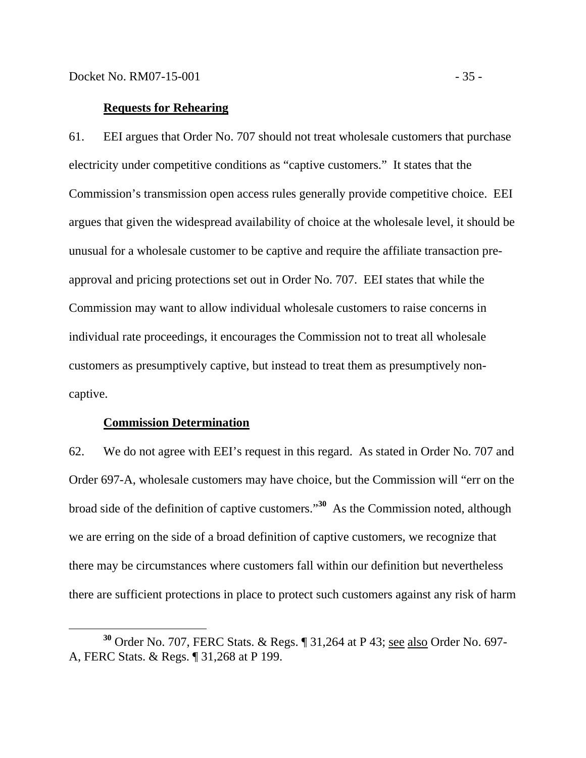**Requests for Rehearing**

61. EEI argues that Order No. 707 should not treat wholesale customers that purchase electricity under competitive conditions as "captive customers." It states that the Commission's transmission open access rules generally provide competitive choice. EEI argues that given the widespread availability of choice at the wholesale level, it should be unusual for a wholesale customer to be captive and require the affiliate transaction pre-approval and pricing protections set out in Order No. 707. EEI states that while the Commission may want to allow individual wholesale customers to raise concerns in individual rate proceedings, it encourages the Commission not to treat all wholesale customers as presumptively captive, but instead to treat them as presumptively non-captive.

**Commission Determination**

62. We do not agree with EEI's request in this regard. As stated in Order No. 707 and Order 697-A, wholesale customers may have choice, but the Commission will "err on the broad side of the definition of captive customers."[30] As the Commission noted, although we are erring on the side of a broad definition of captive customers, we recognize that there may be circumstances where customers fall within our definition but nevertheless there are sufficient protections in place to protect such customers against any risk of harm

[30] Order No. 707, FERC Stats. & Regs. ¶ 31,264 at P 43; see also Order No. 697-A, FERC Stats. & Regs. ¶ 31,268 at P 199.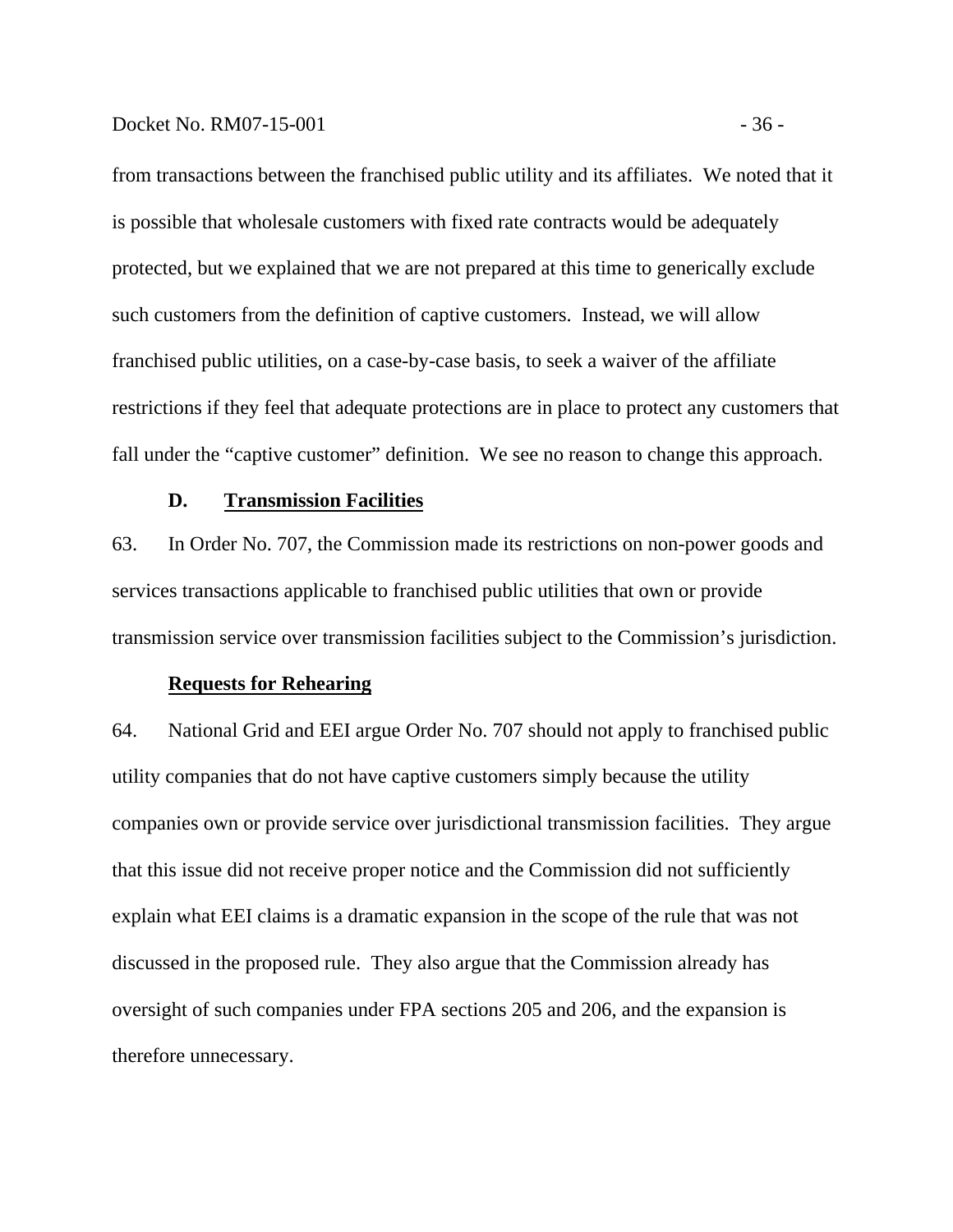from transactions between the franchised public utility and its affiliates. We noted that it is possible that wholesale customers with fixed rate contracts would be adequately protected, but we explained that we are not prepared at this time to generically exclude such customers from the definition of captive customers. Instead, we will allow franchised public utilities, on a case-by-case basis, to seek a waiver of the affiliate restrictions if they feel that adequate protections are in place to protect any customers that fall under the "captive customer" definition. We see no reason to change this approach.

### D. Transmission Facilities

63. In Order No. 707, the Commission made its restrictions on non-power goods and services transactions applicable to franchised public utilities that own or provide transmission service over transmission facilities subject to the Commission's jurisdiction.

#### Requests for Rehearing

64. National Grid and EEI argue Order No. 707 should not apply to franchised public utility companies that do not have captive customers simply because the utility companies own or provide service over jurisdictional transmission facilities. They argue that this issue did not receive proper notice and the Commission did not sufficiently explain what EEI claims is a dramatic expansion in the scope of the rule that was not discussed in the proposed rule. They also argue that the Commission already has oversight of such companies under FPA sections 205 and 206, and the expansion is therefore unnecessary.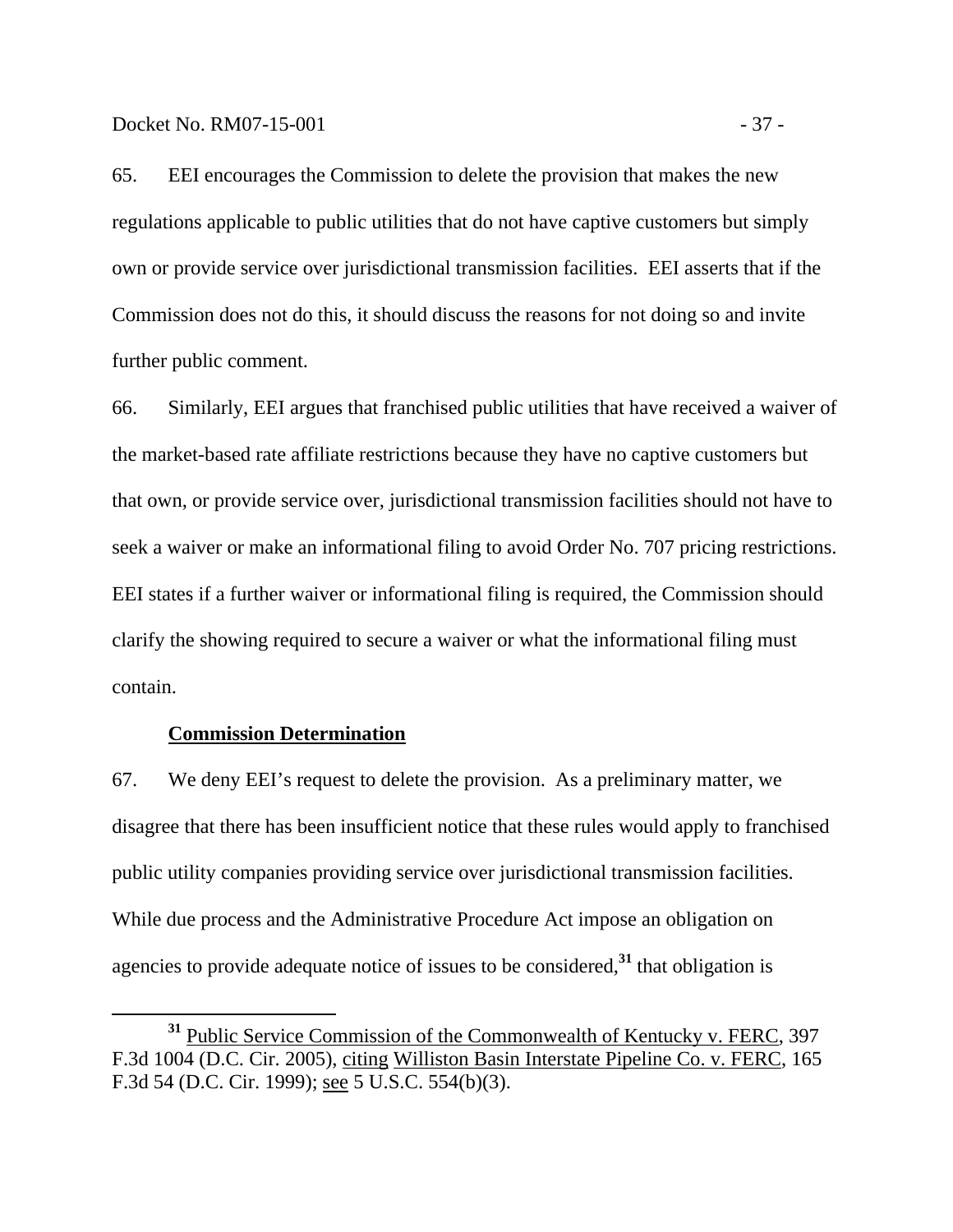65. EEI encourages the Commission to delete the provision that makes the new regulations applicable to public utilities that do not have captive customers but simply own or provide service over jurisdictional transmission facilities. EEI asserts that if the Commission does not do this, it should discuss the reasons for not doing so and invite further public comment.

66. Similarly, EEI argues that franchised public utilities that have received a waiver of the market-based rate affiliate restrictions because they have no captive customers but that own, or provide service over, jurisdictional transmission facilities should not have to seek a waiver or make an informational filing to avoid Order No. 707 pricing restrictions. EEI states if a further waiver or informational filing is required, the Commission should clarify the showing required to secure a waiver or what the informational filing must contain.

**Commission Determination**

67. We deny EEI's request to delete the provision. As a preliminary matter, we disagree that there has been insufficient notice that these rules would apply to franchised public utility companies providing service over jurisdictional transmission facilities. While due process and the Administrative Procedure Act impose an obligation on agencies to provide adequate notice of issues to be considered,[31] that obligation is

---

[31] Public Service Commission of the Commonwealth of Kentucky v. FERC, 397 F.3d 1004 (D.C. Cir. 2005), citing Williston Basin Interstate Pipeline Co. v. FERC, 165 F.3d 54 (D.C. Cir. 1999); see 5 U.S.C. 554(b)(3).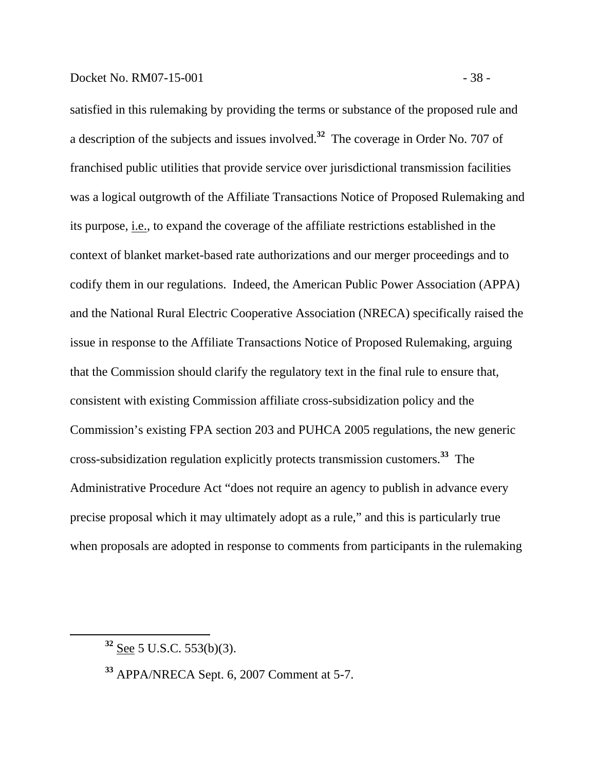satisfied in this rulemaking by providing the terms or substance of the proposed rule and a description of the subjects and issues involved.[32] The coverage in Order No. 707 of franchised public utilities that provide service over jurisdictional transmission facilities was a logical outgrowth of the Affiliate Transactions Notice of Proposed Rulemaking and its purpose, i.e., to expand the coverage of the affiliate restrictions established in the context of blanket market-based rate authorizations and our merger proceedings and to codify them in our regulations. Indeed, the American Public Power Association (APPA) and the National Rural Electric Cooperative Association (NRECA) specifically raised the issue in response to the Affiliate Transactions Notice of Proposed Rulemaking, arguing that the Commission should clarify the regulatory text in the final rule to ensure that, consistent with existing Commission affiliate cross-subsidization policy and the Commission's existing FPA section 203 and PUHCA 2005 regulations, the new generic cross-subsidization regulation explicitly protects transmission customers.[33] The Administrative Procedure Act "does not require an agency to publish in advance every precise proposal which it may ultimately adopt as a rule," and this is particularly true when proposals are adopted in response to comments from participants in the rulemaking

---

[32] See 5 U.S.C. 553(b)(3).

[33] APPA/NRECA Sept. 6, 2007 Comment at 5-7.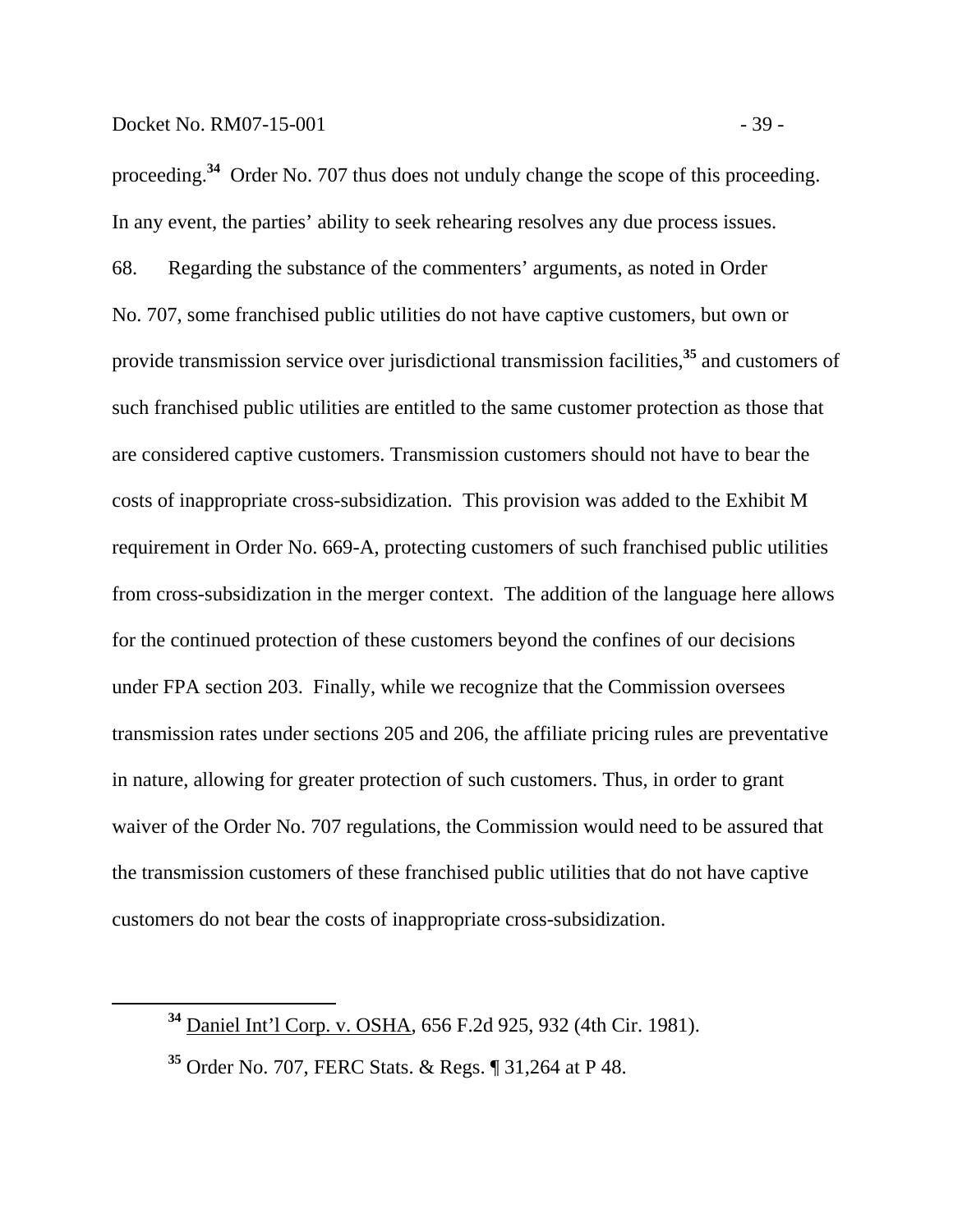proceeding.[34] Order No. 707 thus does not unduly change the scope of this proceeding. In any event, the parties' ability to seek rehearing resolves any due process issues.

68. Regarding the substance of the commenters' arguments, as noted in Order No. 707, some franchised public utilities do not have captive customers, but own or provide transmission service over jurisdictional transmission facilities,[35] and customers of such franchised public utilities are entitled to the same customer protection as those that are considered captive customers. Transmission customers should not have to bear the costs of inappropriate cross-subsidization. This provision was added to the Exhibit M requirement in Order No. 669-A, protecting customers of such franchised public utilities from cross-subsidization in the merger context. The addition of the language here allows for the continued protection of these customers beyond the confines of our decisions under FPA section 203. Finally, while we recognize that the Commission oversees transmission rates under sections 205 and 206, the affiliate pricing rules are preventative in nature, allowing for greater protection of such customers. Thus, in order to grant waiver of the Order No. 707 regulations, the Commission would need to be assured that the transmission customers of these franchised public utilities that do not have captive customers do not bear the costs of inappropriate cross-subsidization.

---

[34] Daniel Int'l Corp. v. OSHA, 656 F.2d 925, 932 (4th Cir. 1981).

[35] Order No. 707, FERC Stats. & Regs. ¶ 31,264 at P 48.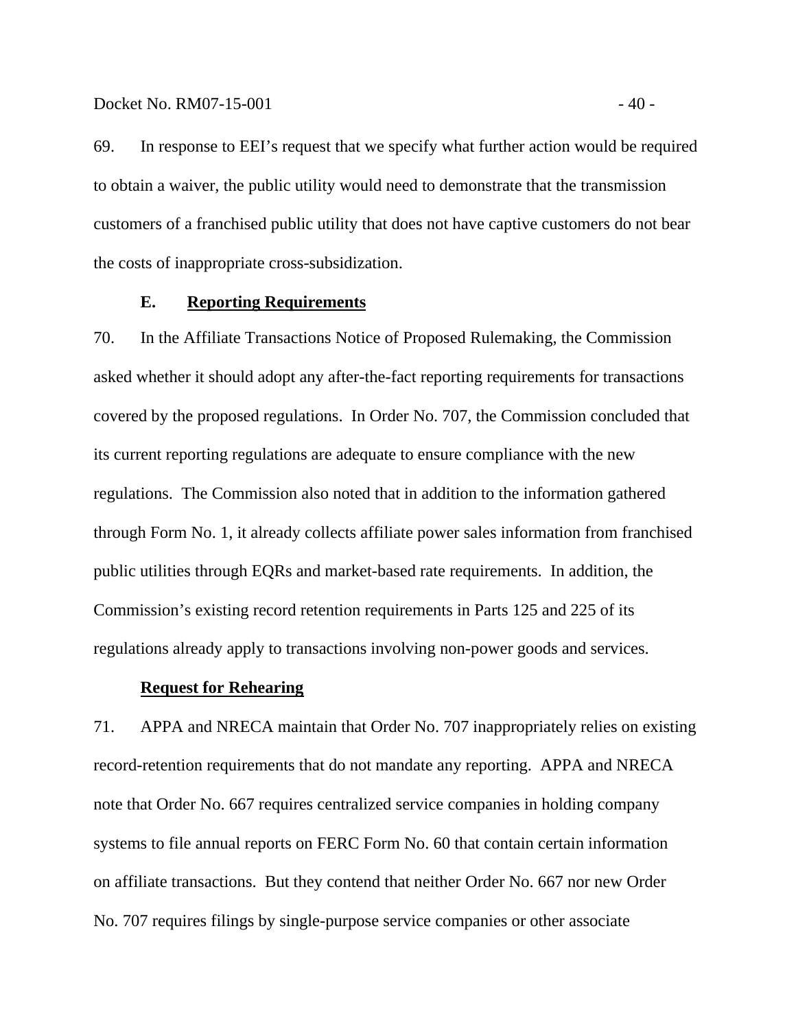69. In response to EEI's request that we specify what further action would be required to obtain a waiver, the public utility would need to demonstrate that the transmission customers of a franchised public utility that does not have captive customers do not bear the costs of inappropriate cross-subsidization.

### E. Reporting Requirements

70. In the Affiliate Transactions Notice of Proposed Rulemaking, the Commission asked whether it should adopt any after-the-fact reporting requirements for transactions covered by the proposed regulations. In Order No. 707, the Commission concluded that its current reporting regulations are adequate to ensure compliance with the new regulations. The Commission also noted that in addition to the information gathered through Form No. 1, it already collects affiliate power sales information from franchised public utilities through EQRs and market-based rate requirements. In addition, the Commission's existing record retention requirements in Parts 125 and 225 of its regulations already apply to transactions involving non-power goods and services.

#### Request for Rehearing

71. APPA and NRECA maintain that Order No. 707 inappropriately relies on existing record-retention requirements that do not mandate any reporting. APPA and NRECA note that Order No. 667 requires centralized service companies in holding company systems to file annual reports on FERC Form No. 60 that contain certain information on affiliate transactions. But they contend that neither Order No. 667 nor new Order No. 707 requires filings by single-purpose service companies or other associate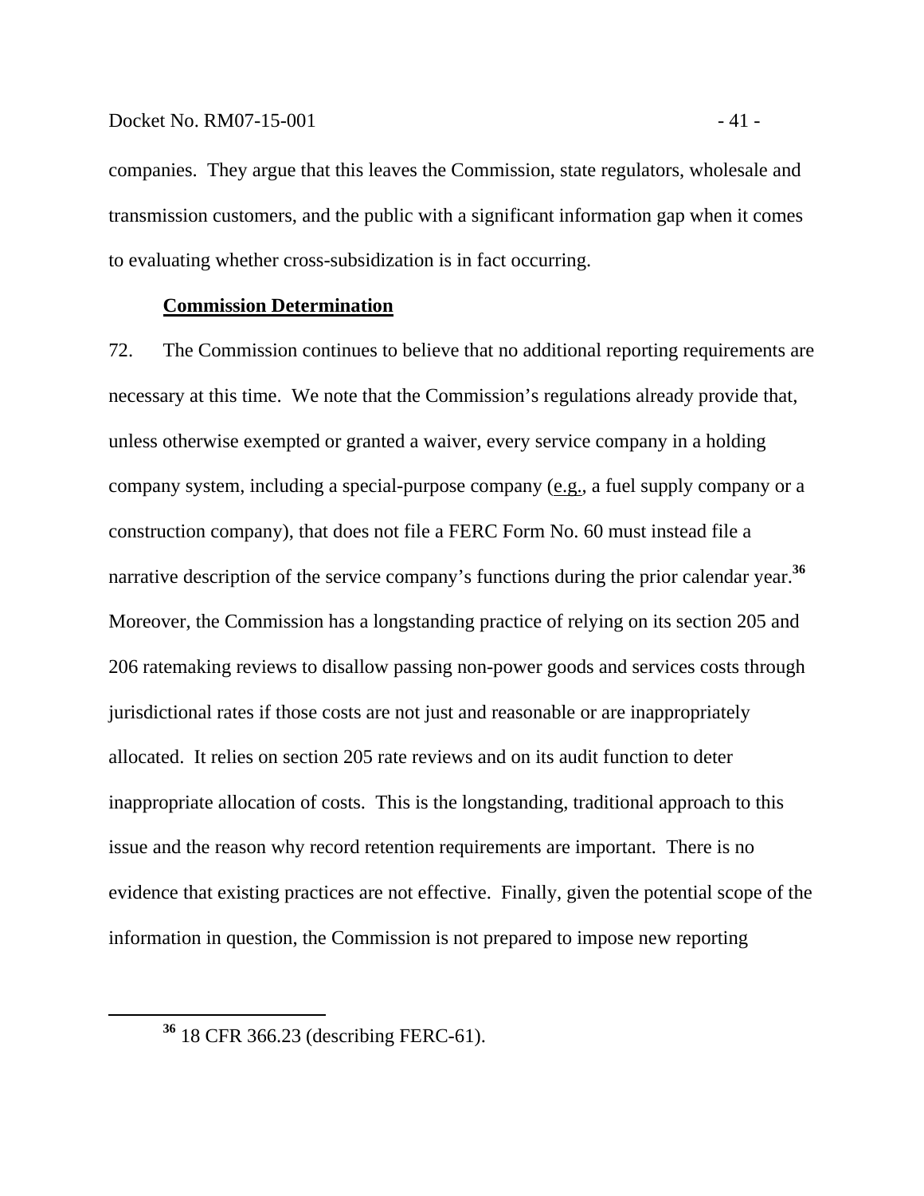companies. They argue that this leaves the Commission, state regulators, wholesale and transmission customers, and the public with a significant information gap when it comes to evaluating whether cross-subsidization is in fact occurring.

**Commission Determination**

72. The Commission continues to believe that no additional reporting requirements are necessary at this time. We note that the Commission's regulations already provide that, unless otherwise exempted or granted a waiver, every service company in a holding company system, including a special-purpose company (e.g., a fuel supply company or a construction company), that does not file a FERC Form No. 60 must instead file a narrative description of the service company's functions during the prior calendar year.[36] Moreover, the Commission has a longstanding practice of relying on its section 205 and 206 ratemaking reviews to disallow passing non-power goods and services costs through jurisdictional rates if those costs are not just and reasonable or are inappropriately allocated. It relies on section 205 rate reviews and on its audit function to deter inappropriate allocation of costs. This is the longstanding, traditional approach to this issue and the reason why record retention requirements are important. There is no evidence that existing practices are not effective. Finally, given the potential scope of the information in question, the Commission is not prepared to impose new reporting

[36] 18 CFR 366.23 (describing FERC-61).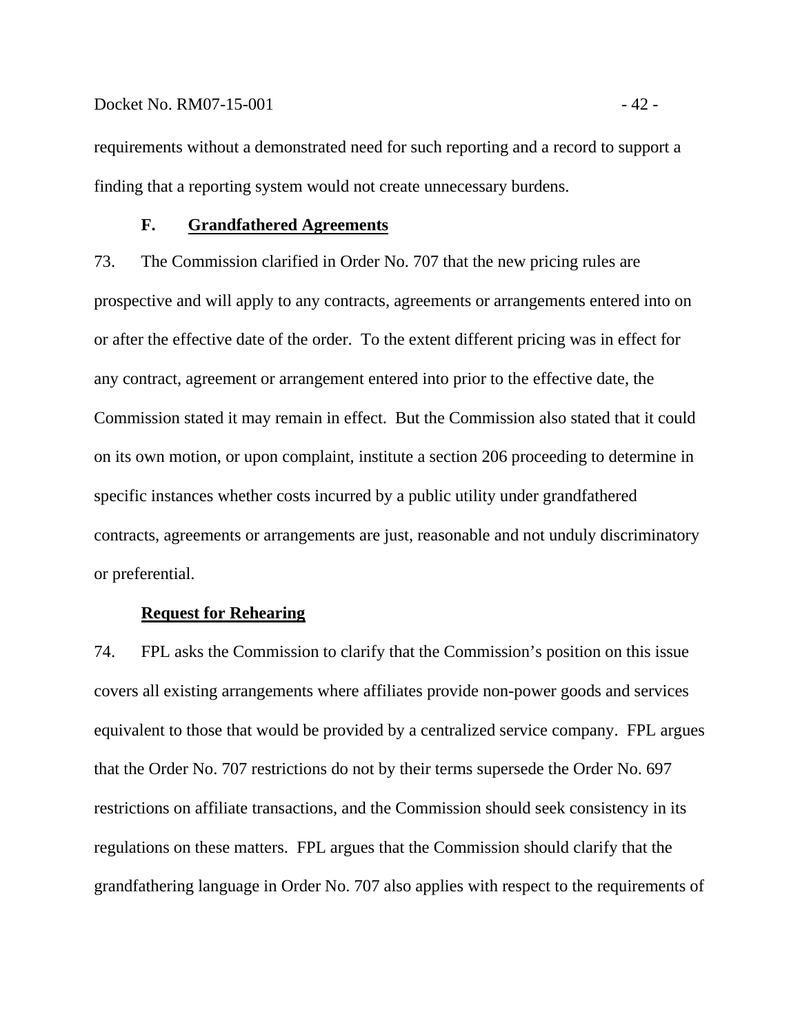requirements without a demonstrated need for such reporting and a record to support a finding that a reporting system would not create unnecessary burdens.

### F. Grandfathered Agreements

73. The Commission clarified in Order No. 707 that the new pricing rules are prospective and will apply to any contracts, agreements or arrangements entered into on or after the effective date of the order. To the extent different pricing was in effect for any contract, agreement or arrangement entered into prior to the effective date, the Commission stated it may remain in effect. But the Commission also stated that it could on its own motion, or upon complaint, institute a section 206 proceeding to determine in specific instances whether costs incurred by a public utility under grandfathered contracts, agreements or arrangements are just, reasonable and not unduly discriminatory or preferential.

#### Request for Rehearing

74. FPL asks the Commission to clarify that the Commission's position on this issue covers all existing arrangements where affiliates provide non-power goods and services equivalent to those that would be provided by a centralized service company. FPL argues that the Order No. 707 restrictions do not by their terms supersede the Order No. 697 restrictions on affiliate transactions, and the Commission should seek consistency in its regulations on these matters. FPL argues that the Commission should clarify that the grandfathering language in Order No. 707 also applies with respect to the requirements of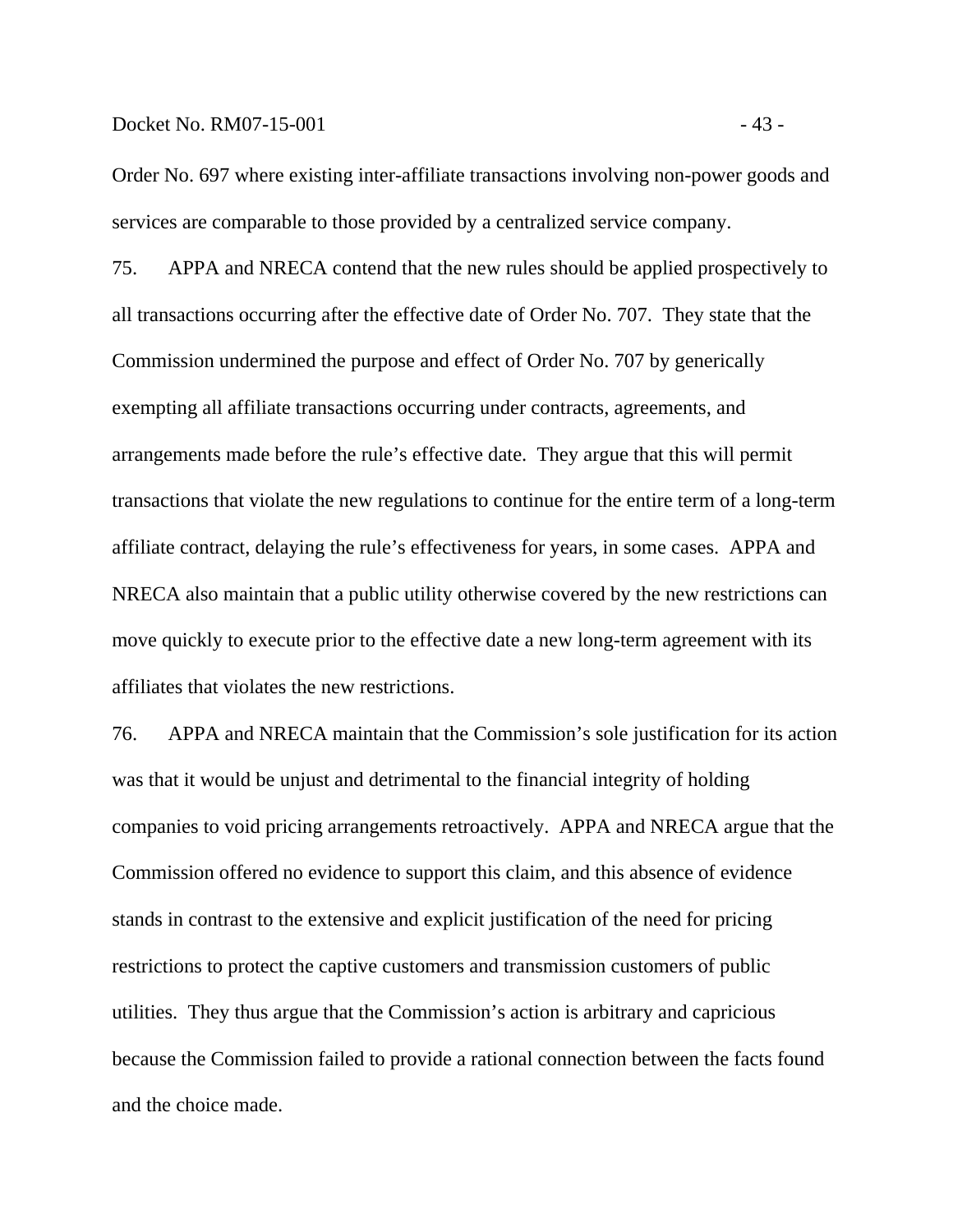Order No. 697 where existing inter-affiliate transactions involving non-power goods and services are comparable to those provided by a centralized service company.

75. APPA and NRECA contend that the new rules should be applied prospectively to all transactions occurring after the effective date of Order No. 707. They state that the Commission undermined the purpose and effect of Order No. 707 by generically exempting all affiliate transactions occurring under contracts, agreements, and arrangements made before the rule's effective date. They argue that this will permit transactions that violate the new regulations to continue for the entire term of a long-term affiliate contract, delaying the rule's effectiveness for years, in some cases. APPA and NRECA also maintain that a public utility otherwise covered by the new restrictions can move quickly to execute prior to the effective date a new long-term agreement with its affiliates that violates the new restrictions.

76. APPA and NRECA maintain that the Commission's sole justification for its action was that it would be unjust and detrimental to the financial integrity of holding companies to void pricing arrangements retroactively. APPA and NRECA argue that the Commission offered no evidence to support this claim, and this absence of evidence stands in contrast to the extensive and explicit justification of the need for pricing restrictions to protect the captive customers and transmission customers of public utilities. They thus argue that the Commission's action is arbitrary and capricious because the Commission failed to provide a rational connection between the facts found and the choice made.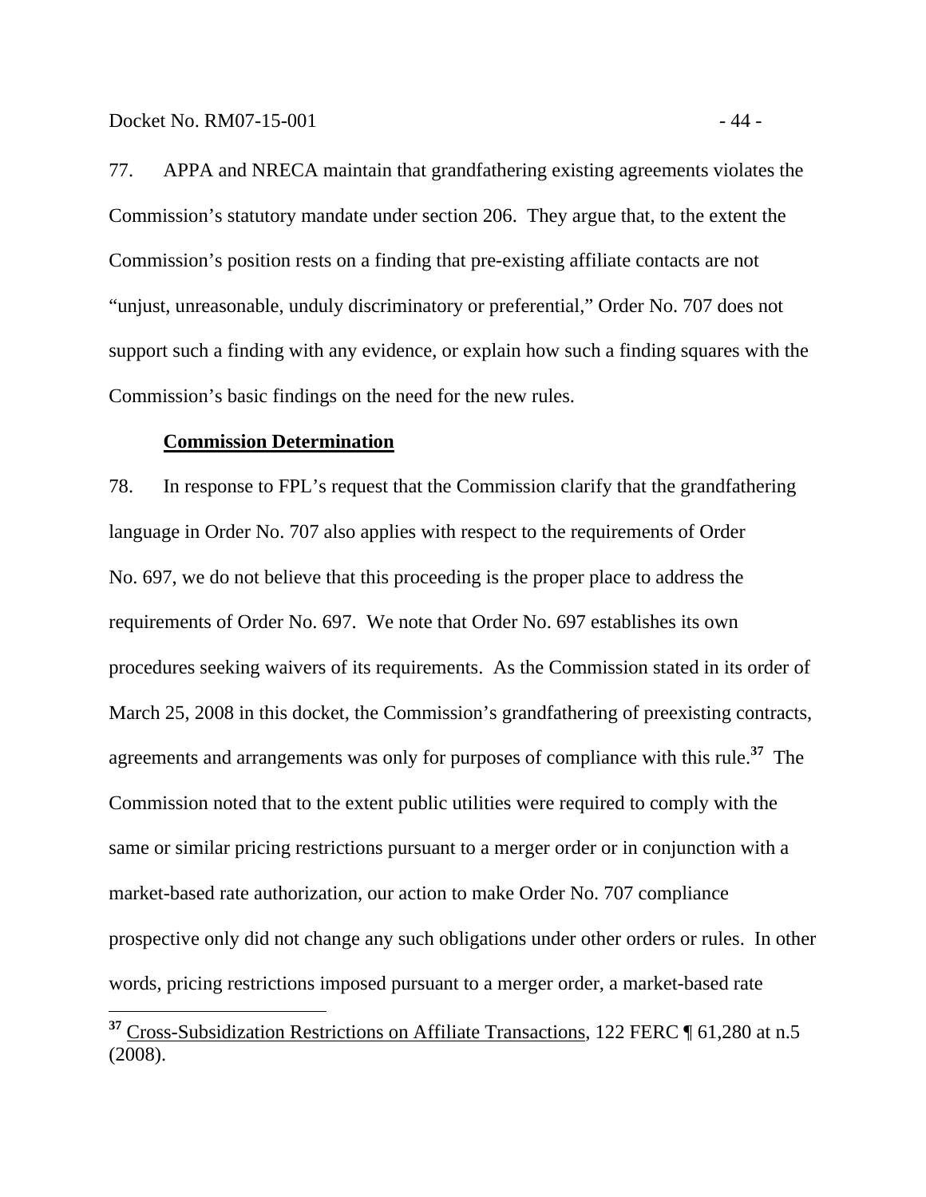77. APPA and NRECA maintain that grandfathering existing agreements violates the Commission's statutory mandate under section 206. They argue that, to the extent the Commission's position rests on a finding that pre-existing affiliate contacts are not "unjust, unreasonable, unduly discriminatory or preferential," Order No. 707 does not support such a finding with any evidence, or explain how such a finding squares with the Commission's basic findings on the need for the new rules.

**Commission Determination**

78. In response to FPL's request that the Commission clarify that the grandfathering language in Order No. 707 also applies with respect to the requirements of Order No. 697, we do not believe that this proceeding is the proper place to address the requirements of Order No. 697. We note that Order No. 697 establishes its own procedures seeking waivers of its requirements. As the Commission stated in its order of March 25, 2008 in this docket, the Commission's grandfathering of preexisting contracts, agreements and arrangements was only for purposes of compliance with this rule.[37] The Commission noted that to the extent public utilities were required to comply with the same or similar pricing restrictions pursuant to a merger order or in conjunction with a market-based rate authorization, our action to make Order No. 707 compliance prospective only did not change any such obligations under other orders or rules. In other words, pricing restrictions imposed pursuant to a merger order, a market-based rate

[37] Cross-Subsidization Restrictions on Affiliate Transactions, 122 FERC ¶ 61,280 at n.5 (2008).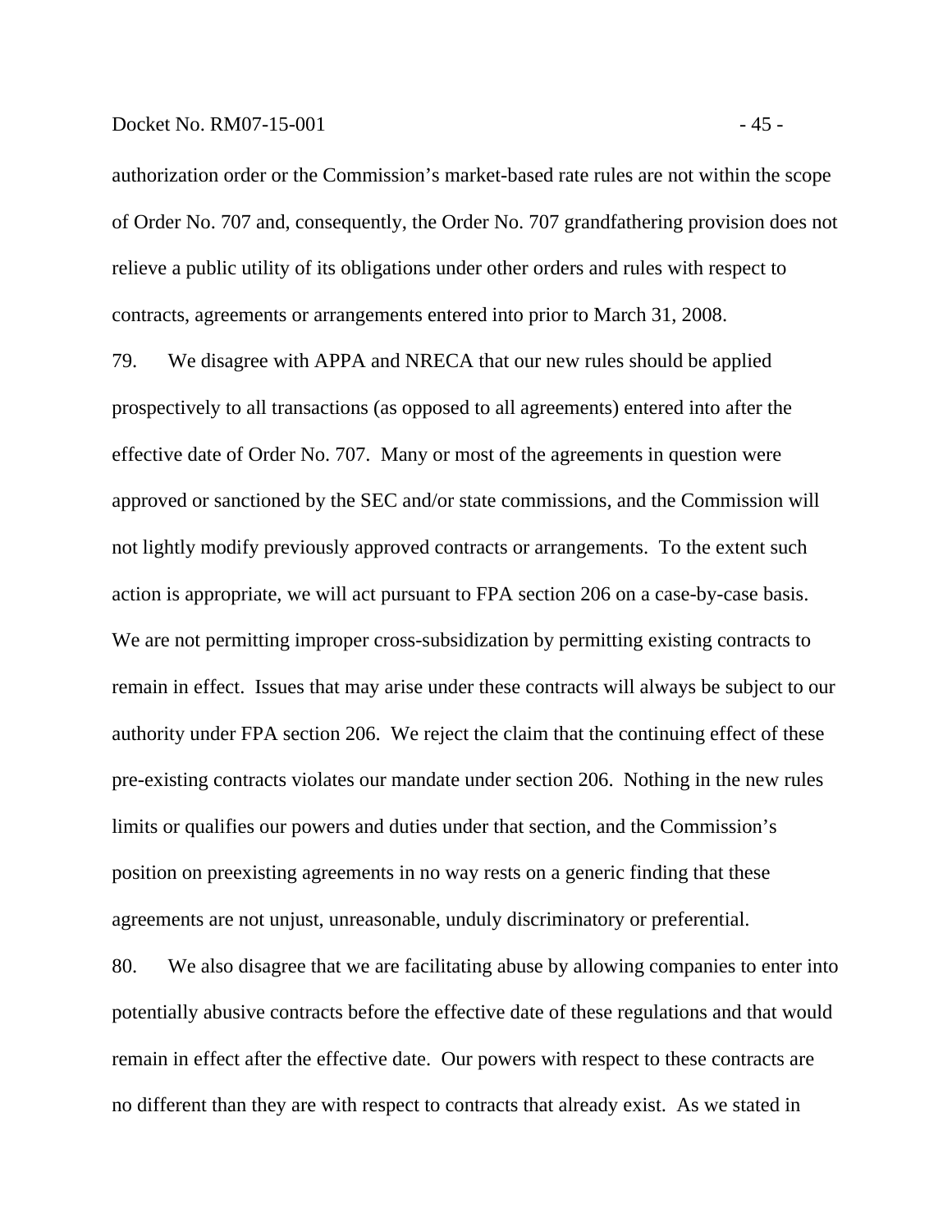authorization order or the Commission's market-based rate rules are not within the scope of Order No. 707 and, consequently, the Order No. 707 grandfathering provision does not relieve a public utility of its obligations under other orders and rules with respect to contracts, agreements or arrangements entered into prior to March 31, 2008.

79. We disagree with APPA and NRECA that our new rules should be applied prospectively to all transactions (as opposed to all agreements) entered into after the effective date of Order No. 707. Many or most of the agreements in question were approved or sanctioned by the SEC and/or state commissions, and the Commission will not lightly modify previously approved contracts or arrangements. To the extent such action is appropriate, we will act pursuant to FPA section 206 on a case-by-case basis. We are not permitting improper cross-subsidization by permitting existing contracts to remain in effect. Issues that may arise under these contracts will always be subject to our authority under FPA section 206. We reject the claim that the continuing effect of these pre-existing contracts violates our mandate under section 206. Nothing in the new rules limits or qualifies our powers and duties under that section, and the Commission's position on preexisting agreements in no way rests on a generic finding that these agreements are not unjust, unreasonable, unduly discriminatory or preferential.

80. We also disagree that we are facilitating abuse by allowing companies to enter into potentially abusive contracts before the effective date of these regulations and that would remain in effect after the effective date. Our powers with respect to these contracts are no different than they are with respect to contracts that already exist. As we stated in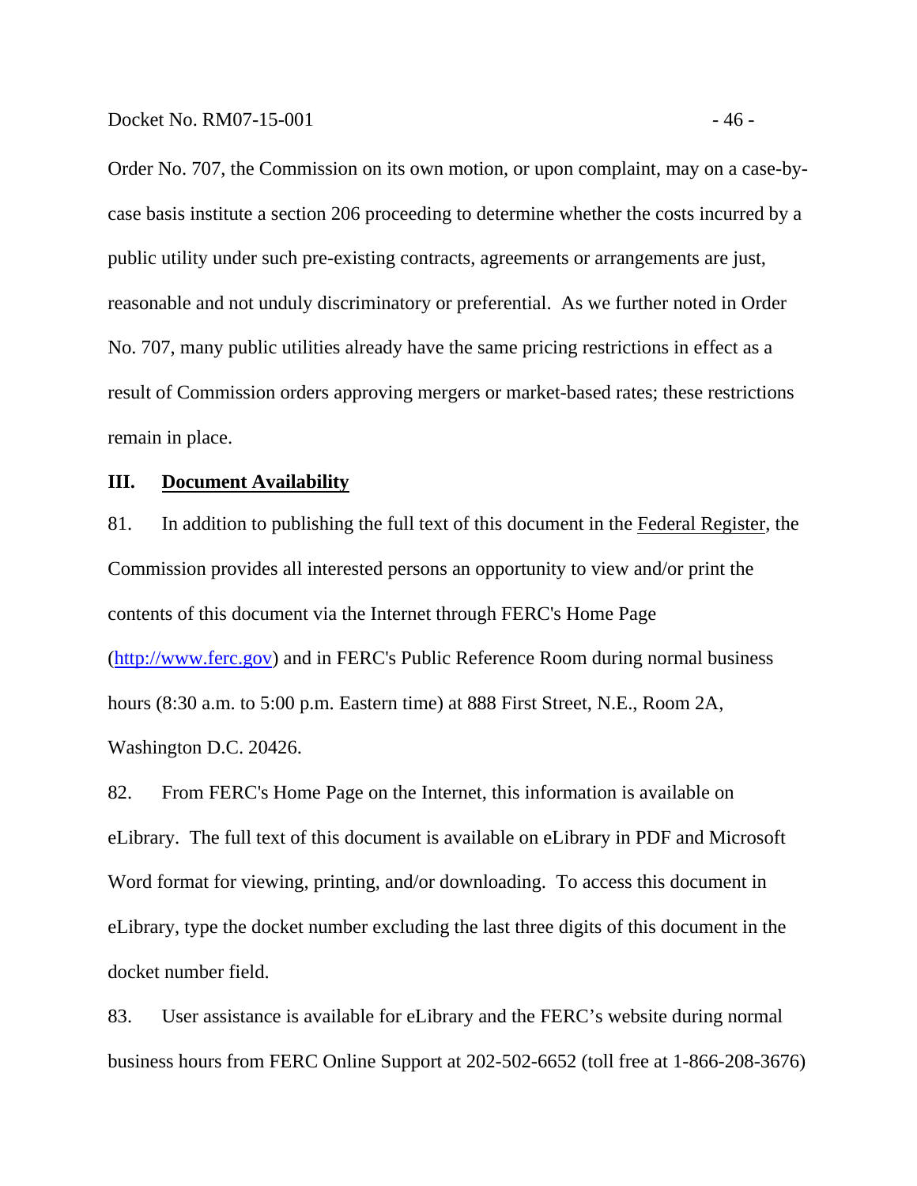Order No. 707, the Commission on its own motion, or upon complaint, may on a case-by-case basis institute a section 206 proceeding to determine whether the costs incurred by a public utility under such pre-existing contracts, agreements or arrangements are just, reasonable and not unduly discriminatory or preferential. As we further noted in Order No. 707, many public utilities already have the same pricing restrictions in effect as a result of Commission orders approving mergers or market-based rates; these restrictions remain in place.

## III. Document Availability

81. In addition to publishing the full text of this document in the Federal Register, the Commission provides all interested persons an opportunity to view and/or print the contents of this document via the Internet through FERC's Home Page (http://www.ferc.gov) and in FERC's Public Reference Room during normal business hours (8:30 a.m. to 5:00 p.m. Eastern time) at 888 First Street, N.E., Room 2A, Washington D.C. 20426.

82. From FERC's Home Page on the Internet, this information is available on eLibrary. The full text of this document is available on eLibrary in PDF and Microsoft Word format for viewing, printing, and/or downloading. To access this document in eLibrary, type the docket number excluding the last three digits of this document in the docket number field.

83. User assistance is available for eLibrary and the FERC's website during normal business hours from FERC Online Support at 202-502-6652 (toll free at 1-866-208-3676)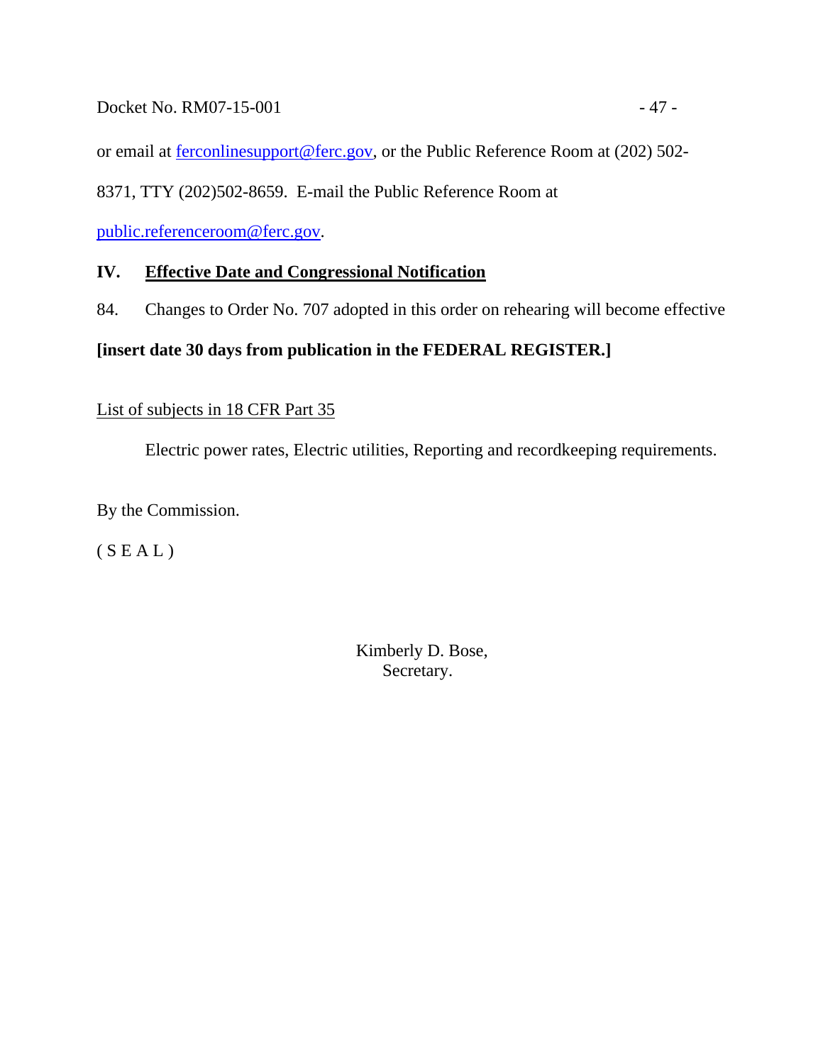or email at ferconlinesupport@ferc.gov, or the Public Reference Room at (202) 502-8371, TTY (202)502-8659. E-mail the Public Reference Room at public.referenceroom@ferc.gov.

## IV. Effective Date and Congressional Notification

84. Changes to Order No. 707 adopted in this order on rehearing will become effective **[insert date 30 days from publication in the FEDERAL REGISTER.]**

List of subjects in 18 CFR Part 35

Electric power rates, Electric utilities, Reporting and recordkeeping requirements.

By the Commission.

( S E A L )

Kimberly D. Bose,
Secretary.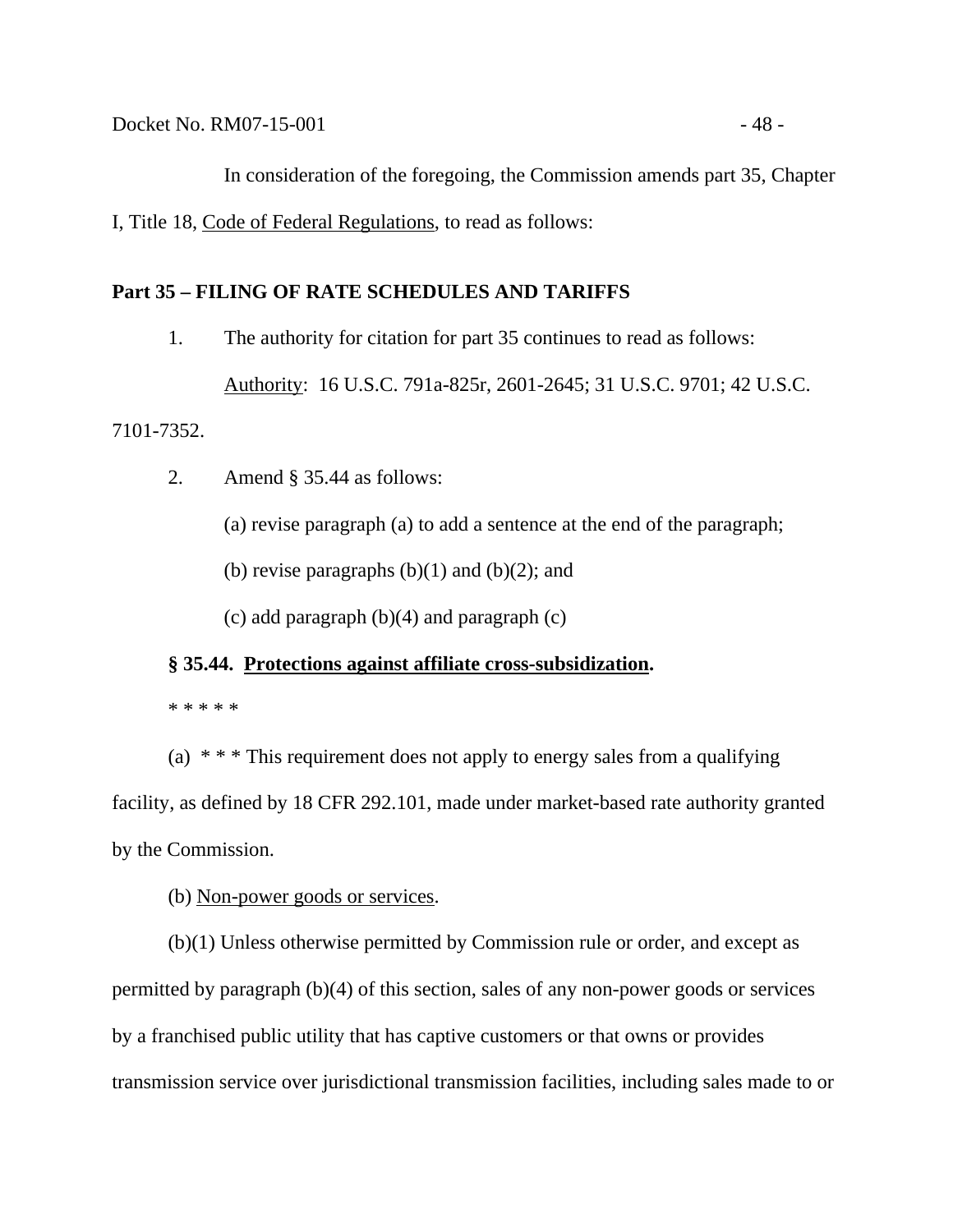In consideration of the foregoing, the Commission amends part 35, Chapter I, Title 18, Code of Federal Regulations, to read as follows:

**Part 35 – FILING OF RATE SCHEDULES AND TARIFFS**

1. The authority for citation for part 35 continues to read as follows:

   Authority: 16 U.S.C. 791a-825r, 2601-2645; 31 U.S.C. 9701; 42 U.S.C. 7101-7352.

2. Amend § 35.44 as follows:

   (a) revise paragraph (a) to add a sentence at the end of the paragraph;

   (b) revise paragraphs (b)(1) and (b)(2); and

   (c) add paragraph (b)(4) and paragraph (c)

**§ 35.44. Protections against affiliate cross-subsidization.**

* * * * *

(a) * * * This requirement does not apply to energy sales from a qualifying facility, as defined by 18 CFR 292.101, made under market-based rate authority granted by the Commission.

(b) Non-power goods or services.

(b)(1) Unless otherwise permitted by Commission rule or order, and except as permitted by paragraph (b)(4) of this section, sales of any non-power goods or services by a franchised public utility that has captive customers or that owns or provides transmission service over jurisdictional transmission facilities, including sales made to or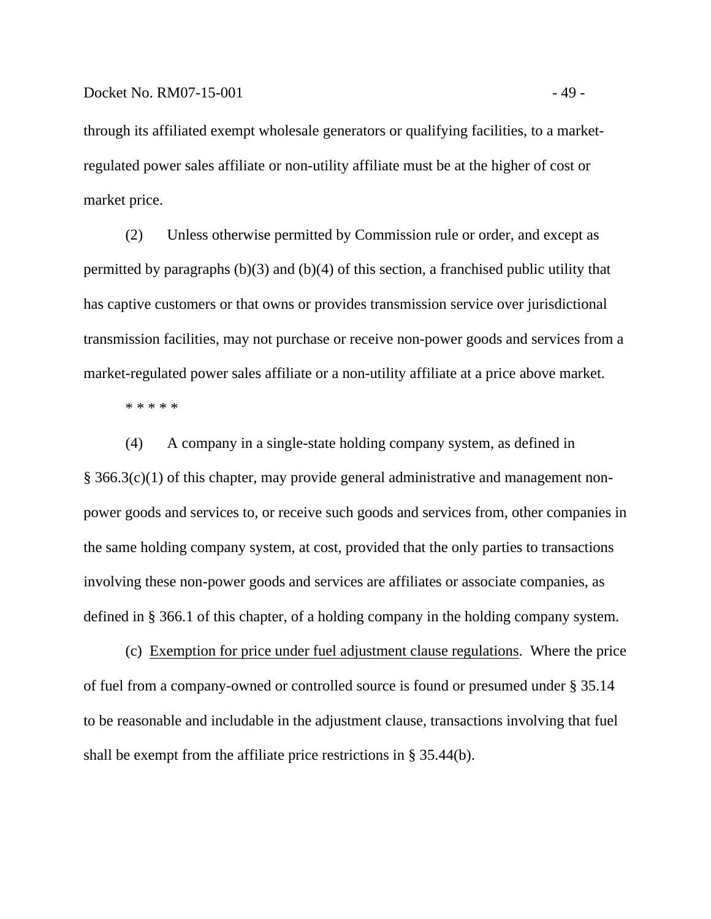through its affiliated exempt wholesale generators or qualifying facilities, to a market-regulated power sales affiliate or non-utility affiliate must be at the higher of cost or market price.

(2) Unless otherwise permitted by Commission rule or order, and except as permitted by paragraphs (b)(3) and (b)(4) of this section, a franchised public utility that has captive customers or that owns or provides transmission service over jurisdictional transmission facilities, may not purchase or receive non-power goods and services from a market-regulated power sales affiliate or a non-utility affiliate at a price above market.

* * * * *

(4) A company in a single-state holding company system, as defined in § 366.3(c)(1) of this chapter, may provide general administrative and management non-power goods and services to, or receive such goods and services from, other companies in the same holding company system, at cost, provided that the only parties to transactions involving these non-power goods and services are affiliates or associate companies, as defined in § 366.1 of this chapter, of a holding company in the holding company system.

(c) Exemption for price under fuel adjustment clause regulations. Where the price of fuel from a company-owned or controlled source is found or presumed under § 35.14 to be reasonable and includable in the adjustment clause, transactions involving that fuel shall be exempt from the affiliate price restrictions in § 35.44(b).